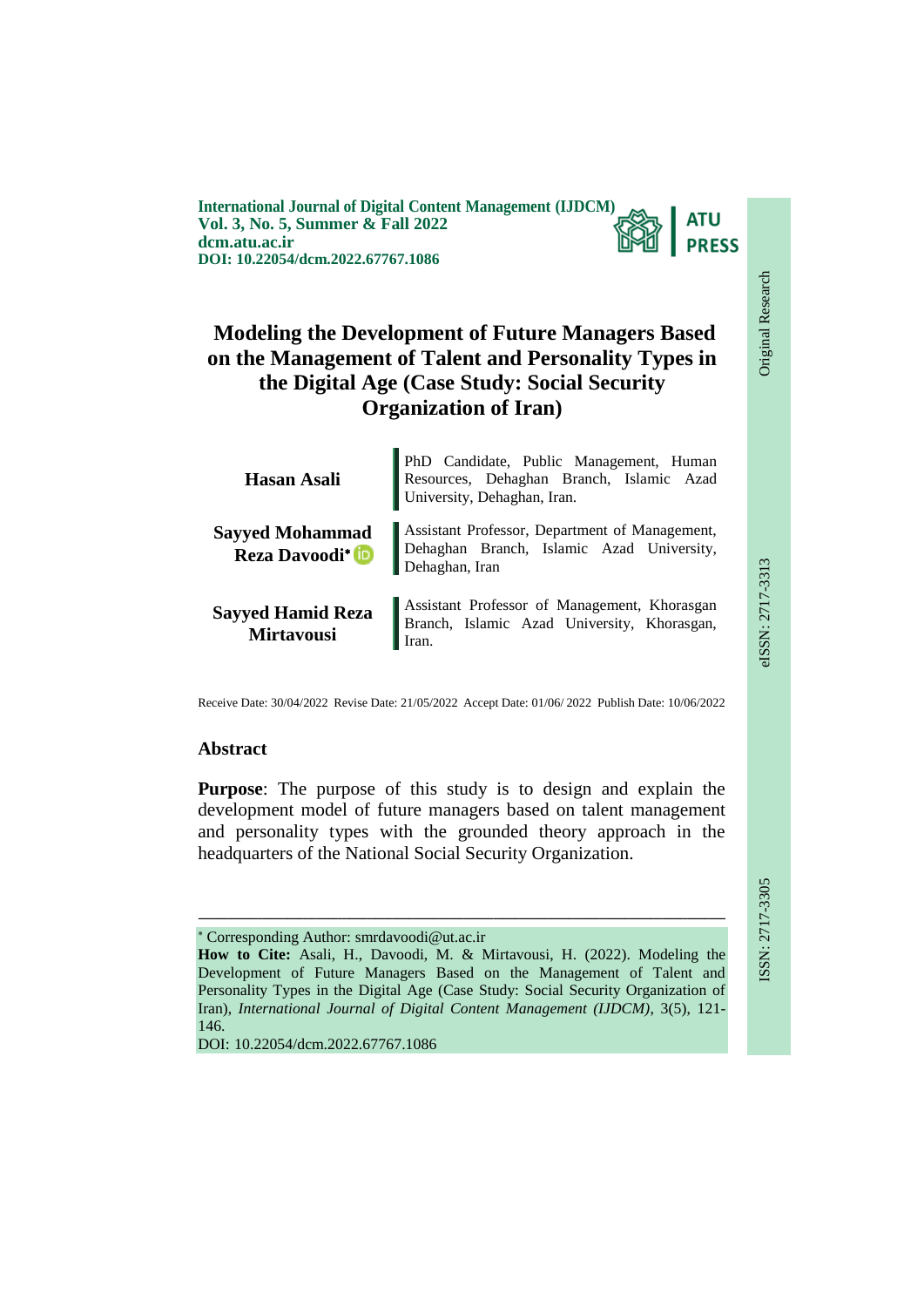International Journal of Digital Content Management (IJDCM)
Vol. 3, No. 5, Summer & Fall 2022
dcm.atu.ac.ir
DOI: 10.22054/dcm.2022.67767.1086

Original Research

# Modeling the Development of Future Managers Based on the Management of Talent and Personality Types in the Digital Age (Case Study: Social Security Organization of Iran)

**Hasan Asali** — PhD Candidate, Public Management, Human Resources, Dehaghan Branch, Islamic Azad University, Dehaghan, Iran.

**Sayyed Mohammad Reza Davoodi*** — Assistant Professor, Department of Management, Dehaghan Branch, Islamic Azad University, Dehaghan, Iran

**Sayyed Hamid Reza Mirtavousi** — Assistant Professor of Management, Khorasgan Branch, Islamic Azad University, Khorasgan, Iran.

Receive Date: 30/04/2022 Revise Date: 21/05/2022 Accept Date: 01/06/ 2022 Publish Date: 10/06/2022

## Abstract

**Purpose**: The purpose of this study is to design and explain the development model of future managers based on talent management and personality types with the grounded theory approach in the headquarters of the National Social Security Organization.

---

* Corresponding Author: smrdavoodi@ut.ac.ir

**How to Cite:** Asali, H., Davoodi, M. & Mirtavousi, H. (2022). Modeling the Development of Future Managers Based on the Management of Talent and Personality Types in the Digital Age (Case Study: Social Security Organization of Iran), *International Journal of Digital Content Management (IJDCM)*, 3(5), 121-146.
DOI: 10.22054/dcm.2022.67767.1086

eISSN: 2717-3313
ISSN: 2717-3305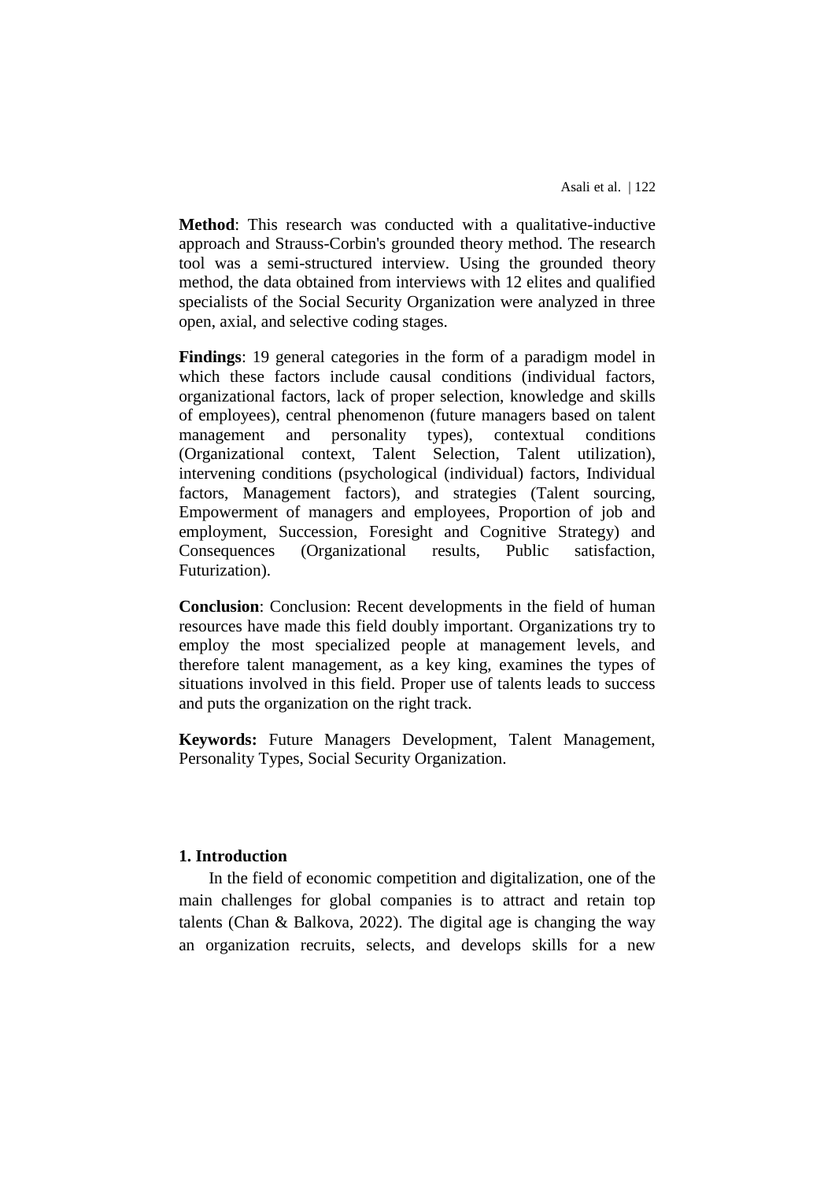**Method**: This research was conducted with a qualitative-inductive approach and Strauss-Corbin's grounded theory method. The research tool was a semi-structured interview. Using the grounded theory method, the data obtained from interviews with 12 elites and qualified specialists of the Social Security Organization were analyzed in three open, axial, and selective coding stages.

**Findings**: 19 general categories in the form of a paradigm model in which these factors include causal conditions (individual factors, organizational factors, lack of proper selection, knowledge and skills of employees), central phenomenon (future managers based on talent management and personality types), contextual conditions (Organizational context, Talent Selection, Talent utilization), intervening conditions (psychological (individual) factors, Individual factors, Management factors), and strategies (Talent sourcing, Empowerment of managers and employees, Proportion of job and employment, Succession, Foresight and Cognitive Strategy) and Consequences (Organizational results, Public satisfaction, Futurization).

**Conclusion**: Conclusion: Recent developments in the field of human resources have made this field doubly important. Organizations try to employ the most specialized people at management levels, and therefore talent management, as a key king, examines the types of situations involved in this field. Proper use of talents leads to success and puts the organization on the right track.

**Keywords:** Future Managers Development, Talent Management, Personality Types, Social Security Organization.

## 1. Introduction

In the field of economic competition and digitalization, one of the main challenges for global companies is to attract and retain top talents (Chan & Balkova, 2022). The digital age is changing the way an organization recruits, selects, and develops skills for a new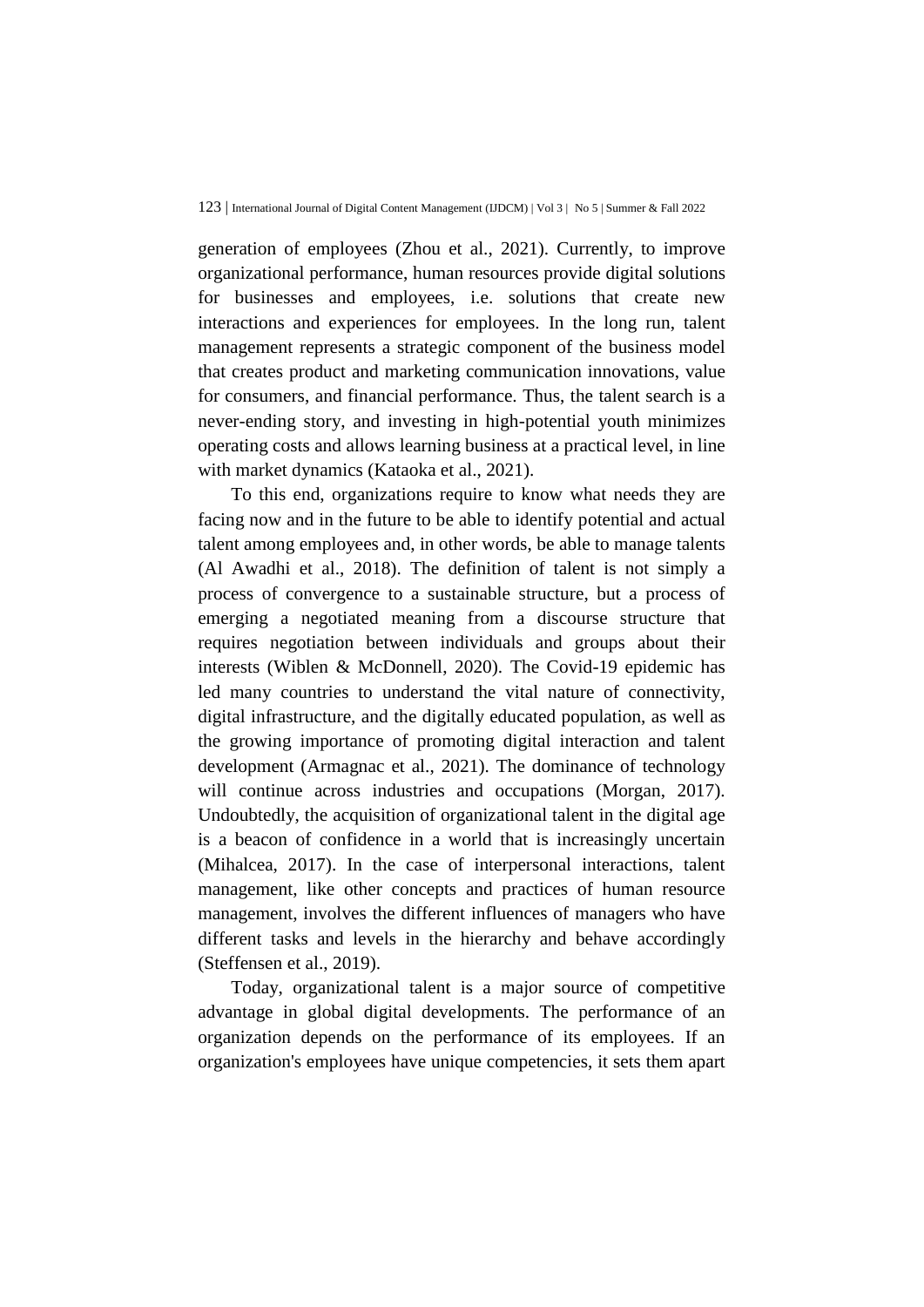generation of employees (Zhou et al., 2021). Currently, to improve organizational performance, human resources provide digital solutions for businesses and employees, i.e. solutions that create new interactions and experiences for employees. In the long run, talent management represents a strategic component of the business model that creates product and marketing communication innovations, value for consumers, and financial performance. Thus, the talent search is a never-ending story, and investing in high-potential youth minimizes operating costs and allows learning business at a practical level, in line with market dynamics (Kataoka et al., 2021).

To this end, organizations require to know what needs they are facing now and in the future to be able to identify potential and actual talent among employees and, in other words, be able to manage talents (Al Awadhi et al., 2018). The definition of talent is not simply a process of convergence to a sustainable structure, but a process of emerging a negotiated meaning from a discourse structure that requires negotiation between individuals and groups about their interests (Wiblen & McDonnell, 2020). The Covid-19 epidemic has led many countries to understand the vital nature of connectivity, digital infrastructure, and the digitally educated population, as well as the growing importance of promoting digital interaction and talent development (Armagnac et al., 2021). The dominance of technology will continue across industries and occupations (Morgan, 2017). Undoubtedly, the acquisition of organizational talent in the digital age is a beacon of confidence in a world that is increasingly uncertain (Mihalcea, 2017). In the case of interpersonal interactions, talent management, like other concepts and practices of human resource management, involves the different influences of managers who have different tasks and levels in the hierarchy and behave accordingly (Steffensen et al., 2019).

Today, organizational talent is a major source of competitive advantage in global digital developments. The performance of an organization depends on the performance of its employees. If an organization's employees have unique competencies, it sets them apart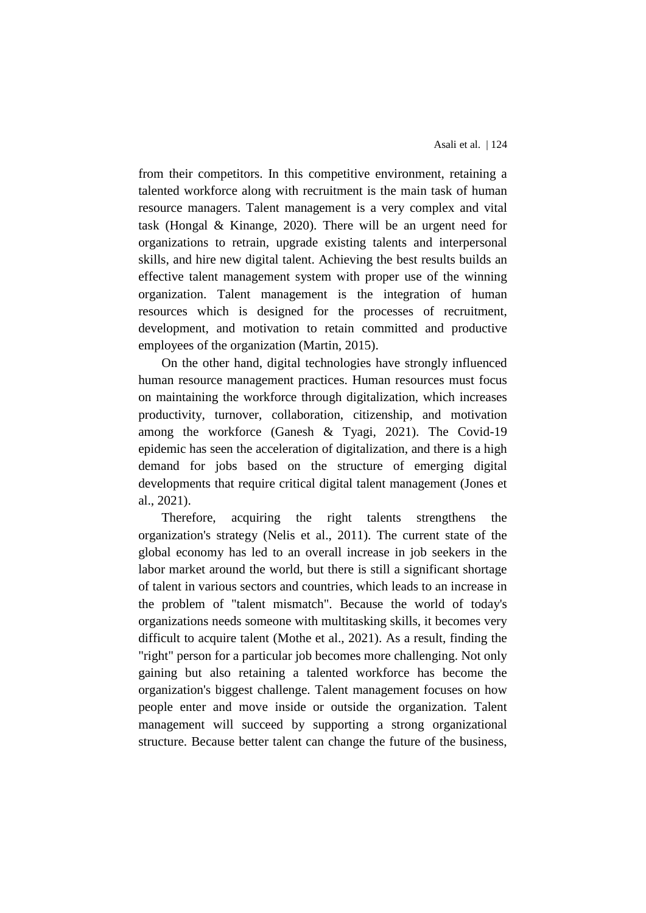from their competitors. In this competitive environment, retaining a talented workforce along with recruitment is the main task of human resource managers. Talent management is a very complex and vital task (Hongal & Kinange, 2020). There will be an urgent need for organizations to retrain, upgrade existing talents and interpersonal skills, and hire new digital talent. Achieving the best results builds an effective talent management system with proper use of the winning organization. Talent management is the integration of human resources which is designed for the processes of recruitment, development, and motivation to retain committed and productive employees of the organization (Martin, 2015).

On the other hand, digital technologies have strongly influenced human resource management practices. Human resources must focus on maintaining the workforce through digitalization, which increases productivity, turnover, collaboration, citizenship, and motivation among the workforce (Ganesh & Tyagi, 2021). The Covid-19 epidemic has seen the acceleration of digitalization, and there is a high demand for jobs based on the structure of emerging digital developments that require critical digital talent management (Jones et al., 2021).

Therefore, acquiring the right talents strengthens the organization's strategy (Nelis et al., 2011). The current state of the global economy has led to an overall increase in job seekers in the labor market around the world, but there is still a significant shortage of talent in various sectors and countries, which leads to an increase in the problem of "talent mismatch". Because the world of today's organizations needs someone with multitasking skills, it becomes very difficult to acquire talent (Mothe et al., 2021). As a result, finding the "right" person for a particular job becomes more challenging. Not only gaining but also retaining a talented workforce has become the organization's biggest challenge. Talent management focuses on how people enter and move inside or outside the organization. Talent management will succeed by supporting a strong organizational structure. Because better talent can change the future of the business,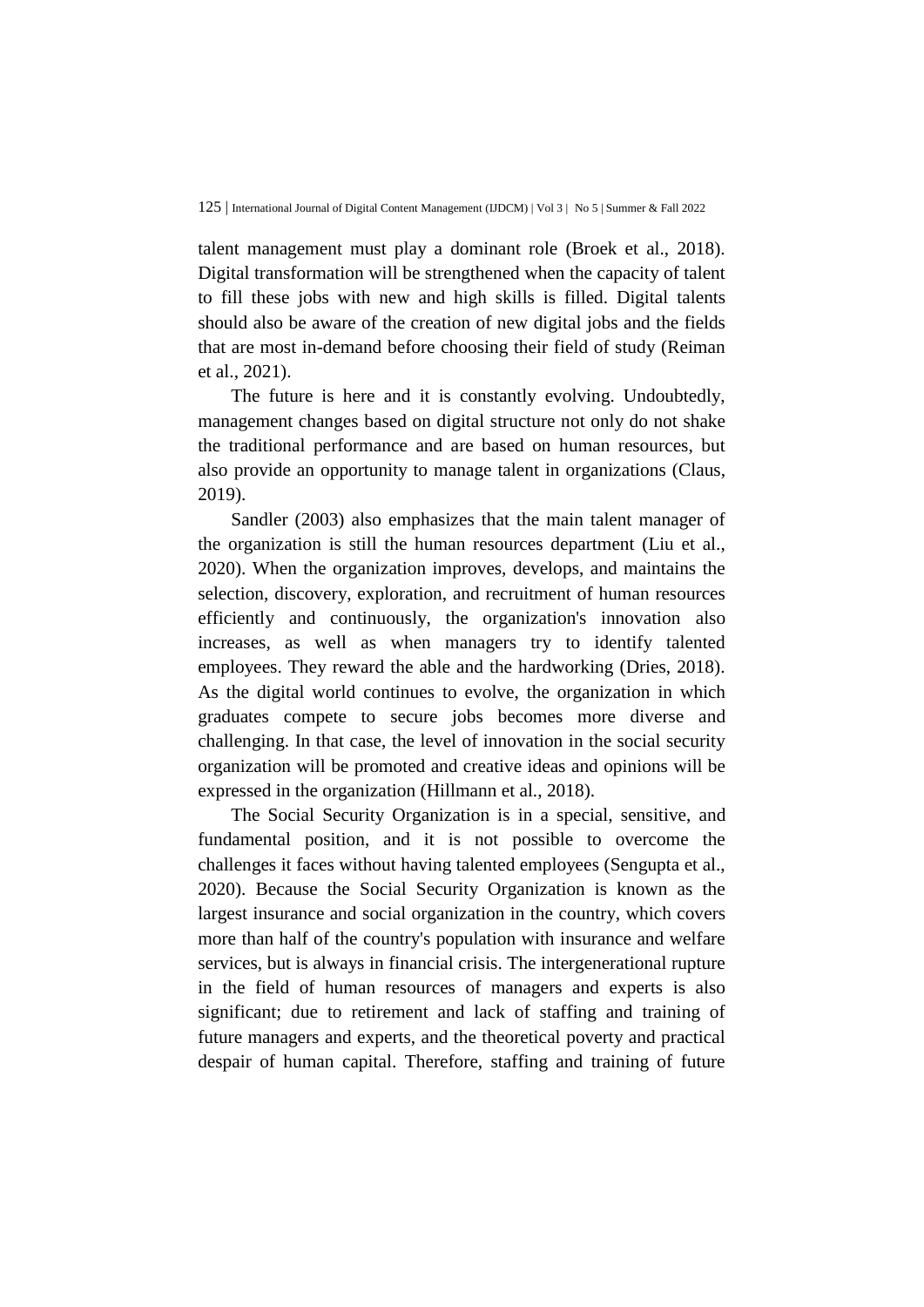talent management must play a dominant role (Broek et al., 2018). Digital transformation will be strengthened when the capacity of talent to fill these jobs with new and high skills is filled. Digital talents should also be aware of the creation of new digital jobs and the fields that are most in-demand before choosing their field of study (Reiman et al., 2021).

The future is here and it is constantly evolving. Undoubtedly, management changes based on digital structure not only do not shake the traditional performance and are based on human resources, but also provide an opportunity to manage talent in organizations (Claus, 2019).

Sandler (2003) also emphasizes that the main talent manager of the organization is still the human resources department (Liu et al., 2020). When the organization improves, develops, and maintains the selection, discovery, exploration, and recruitment of human resources efficiently and continuously, the organization's innovation also increases, as well as when managers try to identify talented employees. They reward the able and the hardworking (Dries, 2018). As the digital world continues to evolve, the organization in which graduates compete to secure jobs becomes more diverse and challenging. In that case, the level of innovation in the social security organization will be promoted and creative ideas and opinions will be expressed in the organization (Hillmann et al., 2018).

The Social Security Organization is in a special, sensitive, and fundamental position, and it is not possible to overcome the challenges it faces without having talented employees (Sengupta et al., 2020). Because the Social Security Organization is known as the largest insurance and social organization in the country, which covers more than half of the country's population with insurance and welfare services, but is always in financial crisis. The intergenerational rupture in the field of human resources of managers and experts is also significant; due to retirement and lack of staffing and training of future managers and experts, and the theoretical poverty and practical despair of human capital. Therefore, staffing and training of future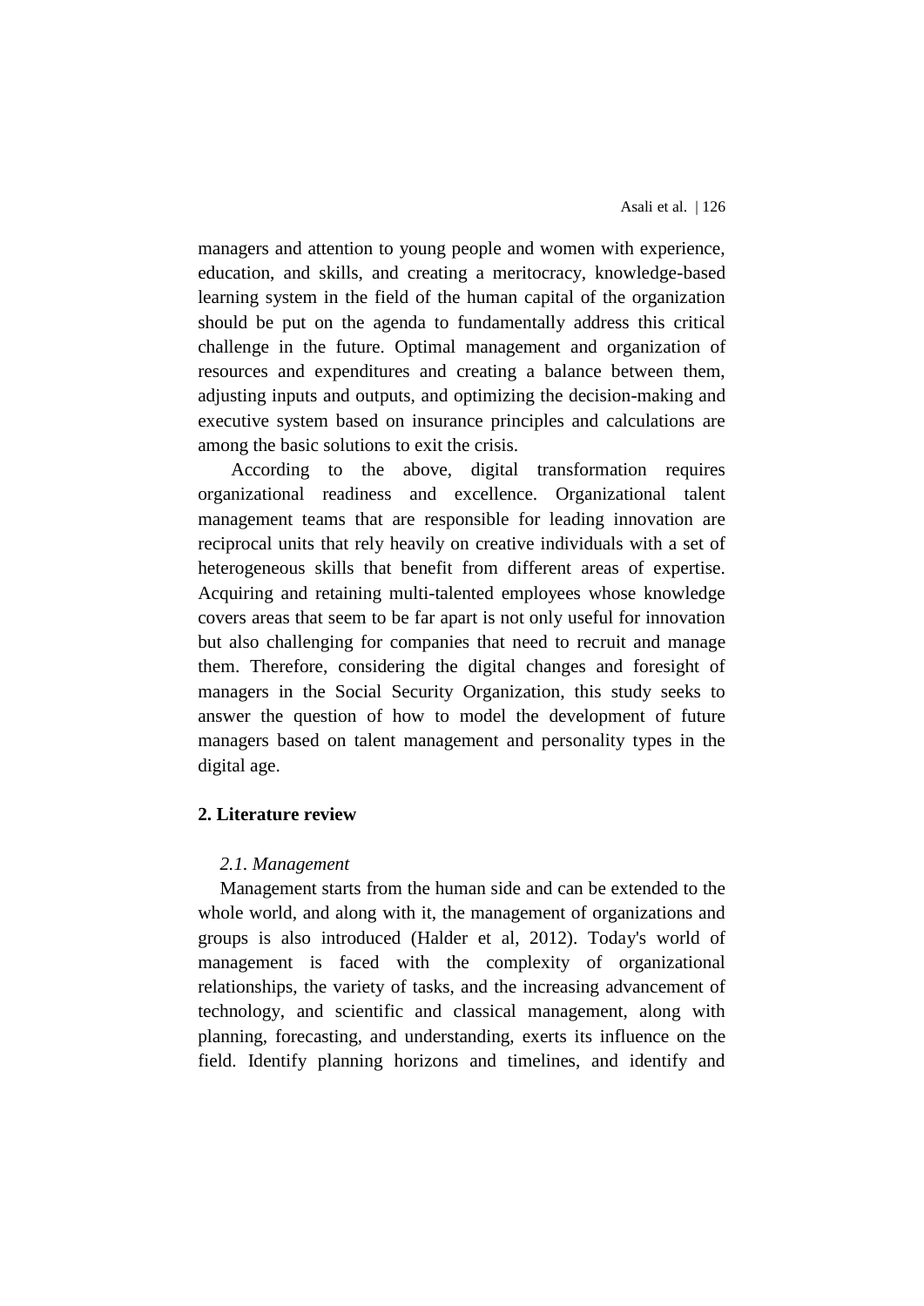managers and attention to young people and women with experience, education, and skills, and creating a meritocracy, knowledge-based learning system in the field of the human capital of the organization should be put on the agenda to fundamentally address this critical challenge in the future. Optimal management and organization of resources and expenditures and creating a balance between them, adjusting inputs and outputs, and optimizing the decision-making and executive system based on insurance principles and calculations are among the basic solutions to exit the crisis.

According to the above, digital transformation requires organizational readiness and excellence. Organizational talent management teams that are responsible for leading innovation are reciprocal units that rely heavily on creative individuals with a set of heterogeneous skills that benefit from different areas of expertise. Acquiring and retaining multi-talented employees whose knowledge covers areas that seem to be far apart is not only useful for innovation but also challenging for companies that need to recruit and manage them. Therefore, considering the digital changes and foresight of managers in the Social Security Organization, this study seeks to answer the question of how to model the development of future managers based on talent management and personality types in the digital age.

## 2. Literature review

### *2.1. Management*

Management starts from the human side and can be extended to the whole world, and along with it, the management of organizations and groups is also introduced (Halder et al, 2012). Today's world of management is faced with the complexity of organizational relationships, the variety of tasks, and the increasing advancement of technology, and scientific and classical management, along with planning, forecasting, and understanding, exerts its influence on the field. Identify planning horizons and timelines, and identify and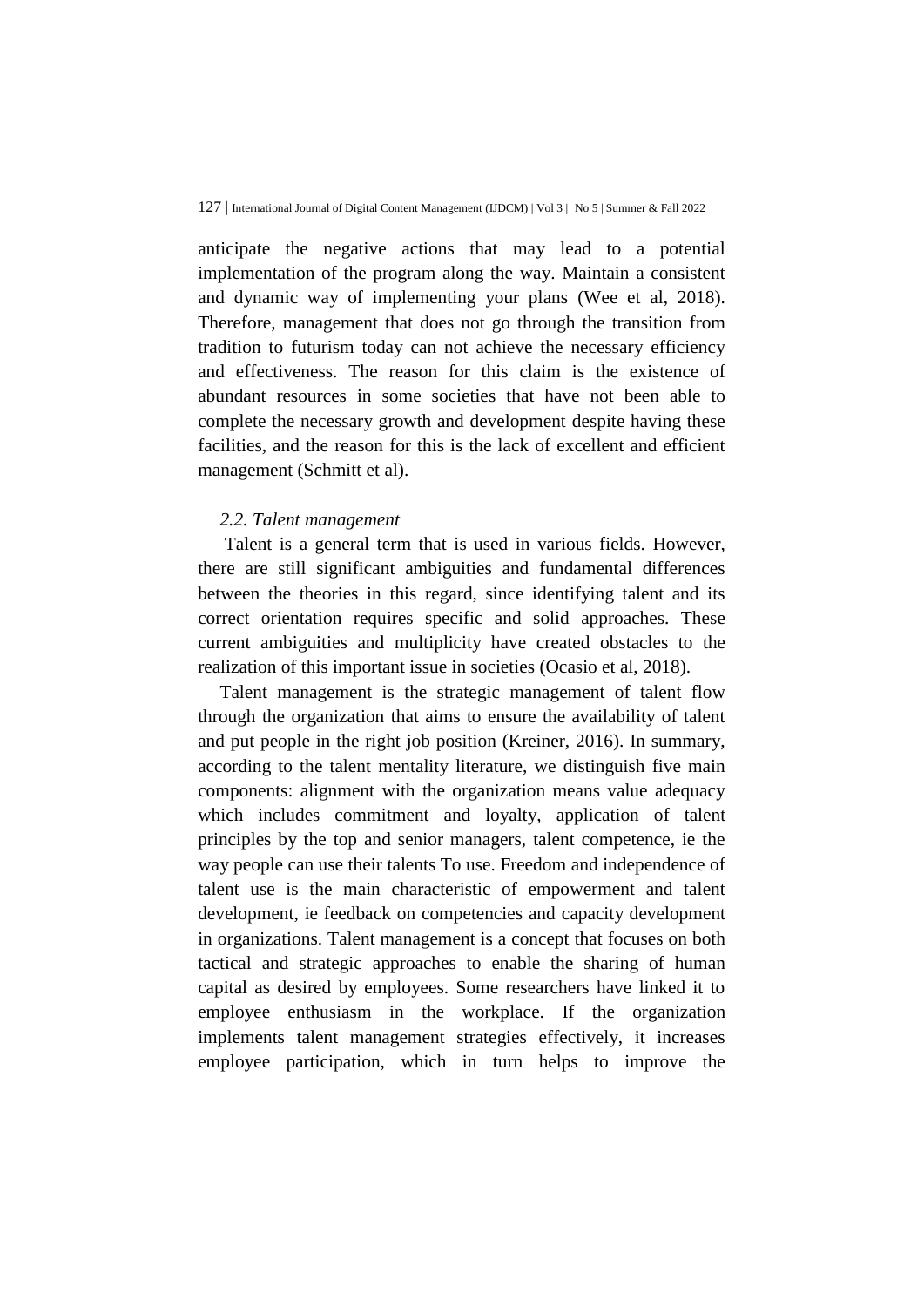anticipate the negative actions that may lead to a potential implementation of the program along the way. Maintain a consistent and dynamic way of implementing your plans (Wee et al, 2018). Therefore, management that does not go through the transition from tradition to futurism today can not achieve the necessary efficiency and effectiveness. The reason for this claim is the existence of abundant resources in some societies that have not been able to complete the necessary growth and development despite having these facilities, and the reason for this is the lack of excellent and efficient management (Schmitt et al).

### *2.2. Talent management*

Talent is a general term that is used in various fields. However, there are still significant ambiguities and fundamental differences between the theories in this regard, since identifying talent and its correct orientation requires specific and solid approaches. These current ambiguities and multiplicity have created obstacles to the realization of this important issue in societies (Ocasio et al, 2018).

Talent management is the strategic management of talent flow through the organization that aims to ensure the availability of talent and put people in the right job position (Kreiner, 2016). In summary, according to the talent mentality literature, we distinguish five main components: alignment with the organization means value adequacy which includes commitment and loyalty, application of talent principles by the top and senior managers, talent competence, ie the way people can use their talents To use. Freedom and independence of talent use is the main characteristic of empowerment and talent development, ie feedback on competencies and capacity development in organizations. Talent management is a concept that focuses on both tactical and strategic approaches to enable the sharing of human capital as desired by employees. Some researchers have linked it to employee enthusiasm in the workplace. If the organization implements talent management strategies effectively, it increases employee participation, which in turn helps to improve the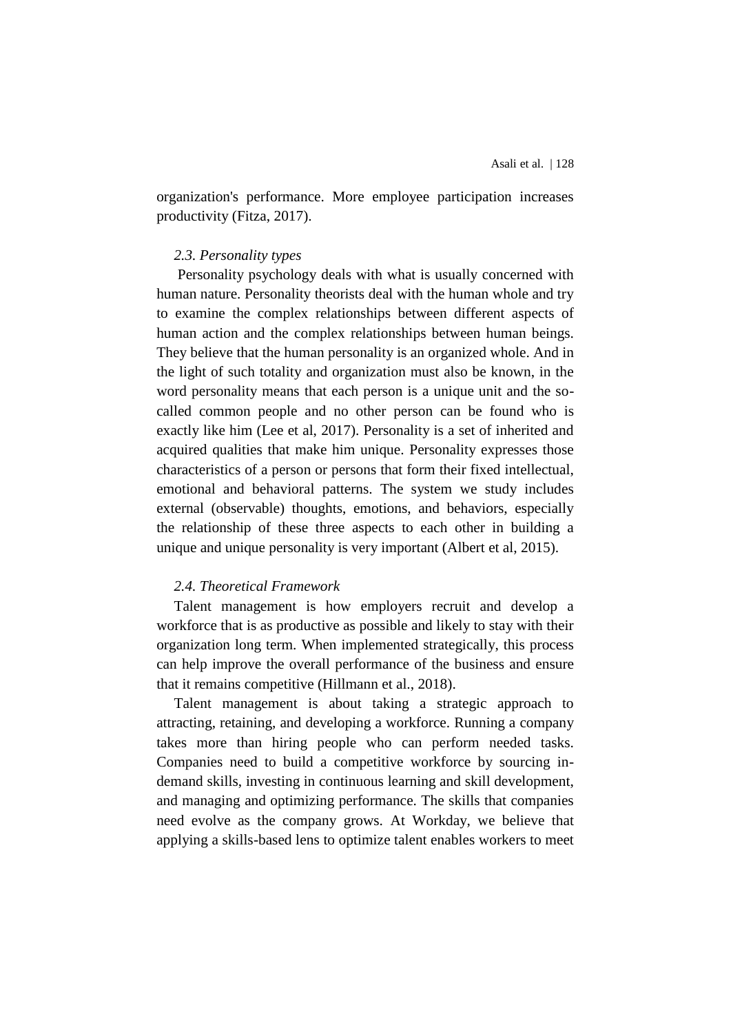organization's performance. More employee participation increases productivity (Fitza, 2017).

### *2.3. Personality types*

Personality psychology deals with what is usually concerned with human nature. Personality theorists deal with the human whole and try to examine the complex relationships between different aspects of human action and the complex relationships between human beings. They believe that the human personality is an organized whole. And in the light of such totality and organization must also be known, in the word personality means that each person is a unique unit and the so-called common people and no other person can be found who is exactly like him (Lee et al, 2017). Personality is a set of inherited and acquired qualities that make him unique. Personality expresses those characteristics of a person or persons that form their fixed intellectual, emotional and behavioral patterns. The system we study includes external (observable) thoughts, emotions, and behaviors, especially the relationship of these three aspects to each other in building a unique and unique personality is very important (Albert et al, 2015).

### *2.4. Theoretical Framework*

Talent management is how employers recruit and develop a workforce that is as productive as possible and likely to stay with their organization long term. When implemented strategically, this process can help improve the overall performance of the business and ensure that it remains competitive (Hillmann et al., 2018).

Talent management is about taking a strategic approach to attracting, retaining, and developing a workforce. Running a company takes more than hiring people who can perform needed tasks. Companies need to build a competitive workforce by sourcing in-demand skills, investing in continuous learning and skill development, and managing and optimizing performance. The skills that companies need evolve as the company grows. At Workday, we believe that applying a skills-based lens to optimize talent enables workers to meet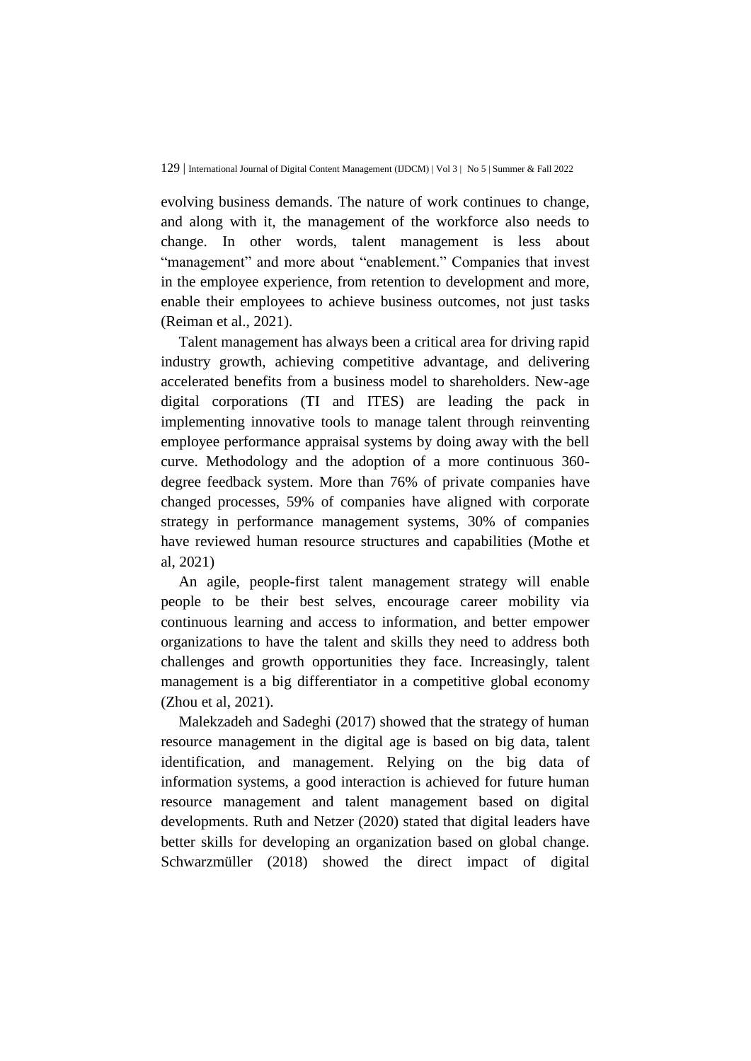evolving business demands. The nature of work continues to change, and along with it, the management of the workforce also needs to change. In other words, talent management is less about "management" and more about "enablement." Companies that invest in the employee experience, from retention to development and more, enable their employees to achieve business outcomes, not just tasks (Reiman et al., 2021).

Talent management has always been a critical area for driving rapid industry growth, achieving competitive advantage, and delivering accelerated benefits from a business model to shareholders. New-age digital corporations (TI and ITES) are leading the pack in implementing innovative tools to manage talent through reinventing employee performance appraisal systems by doing away with the bell curve. Methodology and the adoption of a more continuous 360-degree feedback system. More than 76% of private companies have changed processes, 59% of companies have aligned with corporate strategy in performance management systems, 30% of companies have reviewed human resource structures and capabilities (Mothe et al, 2021)

An agile, people-first talent management strategy will enable people to be their best selves, encourage career mobility via continuous learning and access to information, and better empower organizations to have the talent and skills they need to address both challenges and growth opportunities they face. Increasingly, talent management is a big differentiator in a competitive global economy (Zhou et al, 2021).

Malekzadeh and Sadeghi (2017) showed that the strategy of human resource management in the digital age is based on big data, talent identification, and management. Relying on the big data of information systems, a good interaction is achieved for future human resource management and talent management based on digital developments. Ruth and Netzer (2020) stated that digital leaders have better skills for developing an organization based on global change. Schwarzmüller (2018) showed the direct impact of digital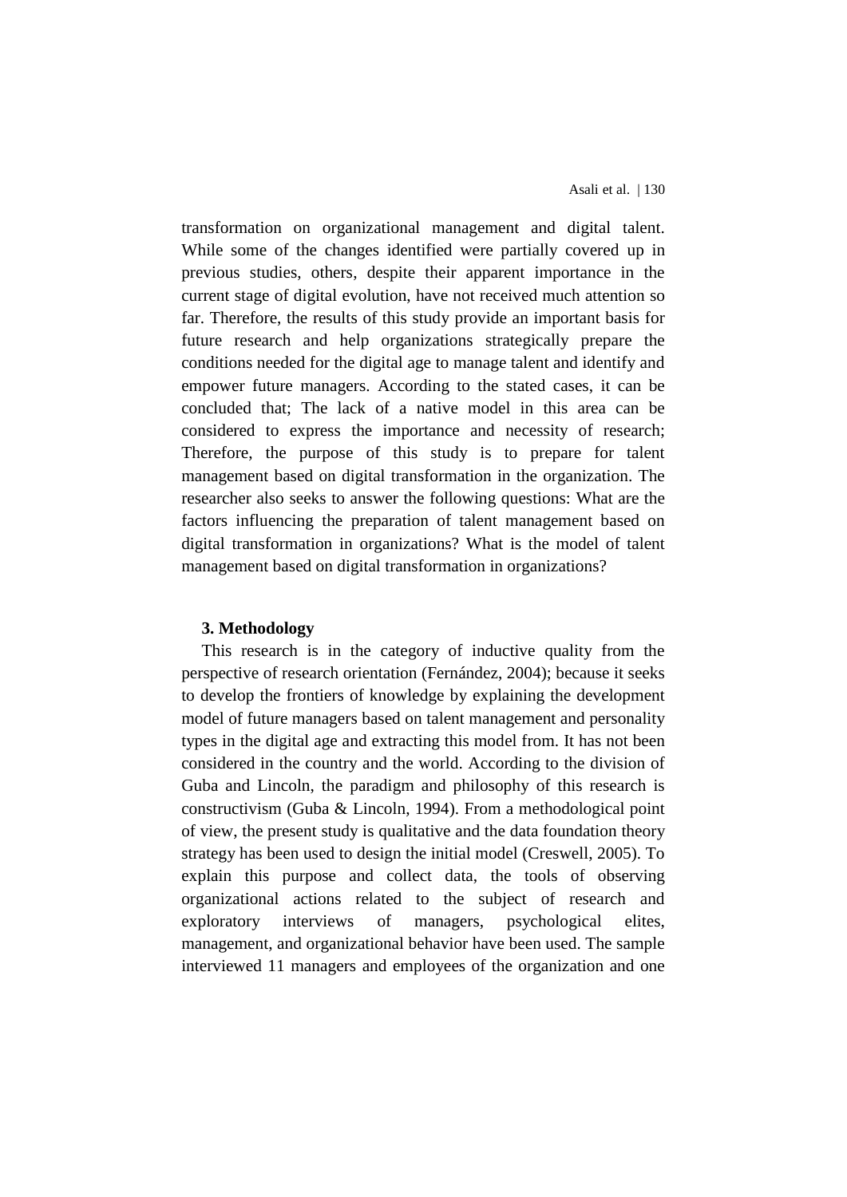transformation on organizational management and digital talent. While some of the changes identified were partially covered up in previous studies, others, despite their apparent importance in the current stage of digital evolution, have not received much attention so far. Therefore, the results of this study provide an important basis for future research and help organizations strategically prepare the conditions needed for the digital age to manage talent and identify and empower future managers. According to the stated cases, it can be concluded that; The lack of a native model in this area can be considered to express the importance and necessity of research; Therefore, the purpose of this study is to prepare for talent management based on digital transformation in the organization. The researcher also seeks to answer the following questions: What are the factors influencing the preparation of talent management based on digital transformation in organizations? What is the model of talent management based on digital transformation in organizations?

## 3. Methodology

This research is in the category of inductive quality from the perspective of research orientation (Fernández, 2004); because it seeks to develop the frontiers of knowledge by explaining the development model of future managers based on talent management and personality types in the digital age and extracting this model from. It has not been considered in the country and the world. According to the division of Guba and Lincoln, the paradigm and philosophy of this research is constructivism (Guba & Lincoln, 1994). From a methodological point of view, the present study is qualitative and the data foundation theory strategy has been used to design the initial model (Creswell, 2005). To explain this purpose and collect data, the tools of observing organizational actions related to the subject of research and exploratory interviews of managers, psychological elites, management, and organizational behavior have been used. The sample interviewed 11 managers and employees of the organization and one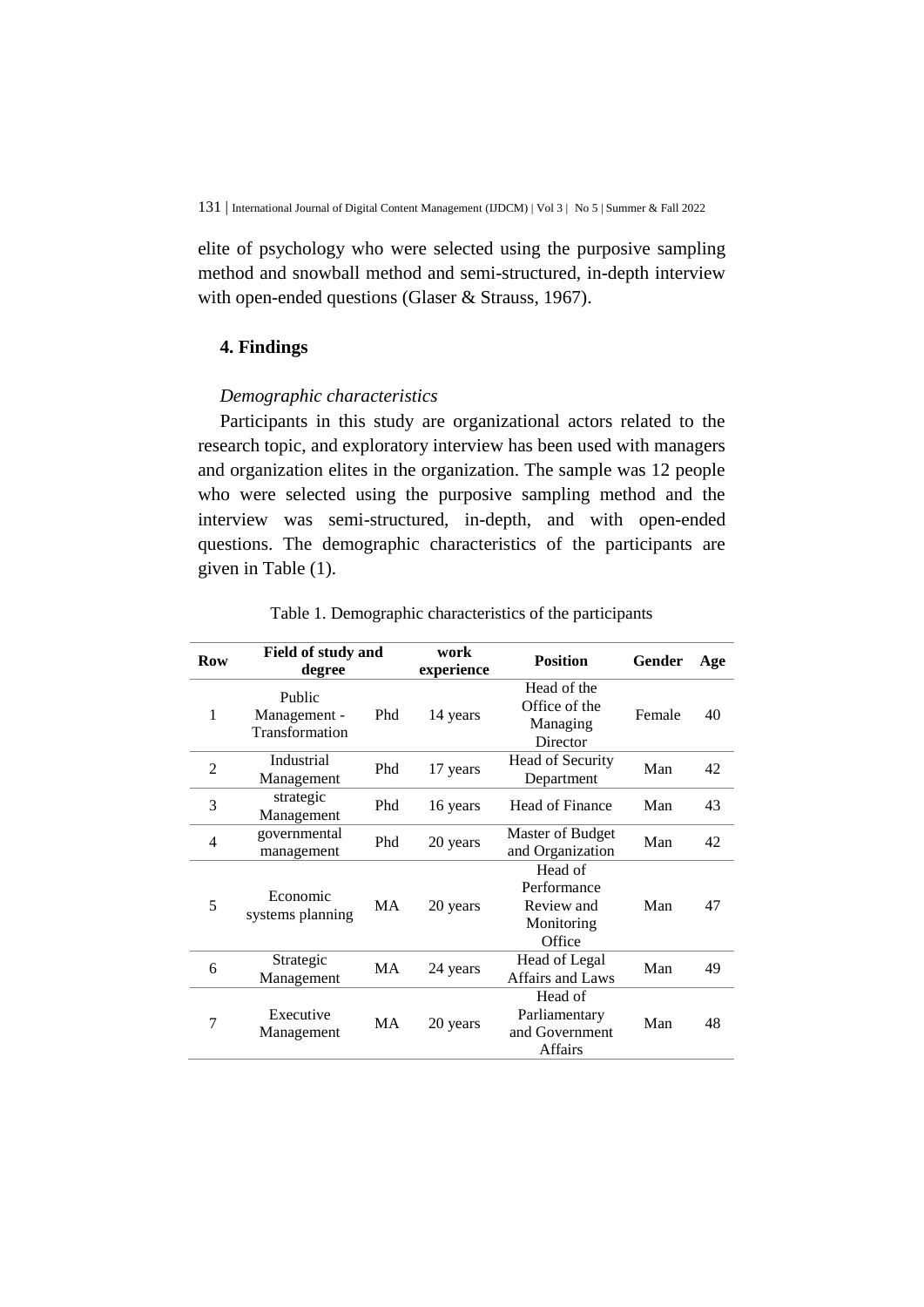elite of psychology who were selected using the purposive sampling method and snowball method and semi-structured, in-depth interview with open-ended questions (Glaser & Strauss, 1967).

## 4. Findings

*Demographic characteristics*

Participants in this study are organizational actors related to the research topic, and exploratory interview has been used with managers and organization elites in the organization. The sample was 12 people who were selected using the purposive sampling method and the interview was semi-structured, in-depth, and with open-ended questions. The demographic characteristics of the participants are given in Table (1).

Table 1. Demographic characteristics of the participants

| Row | Field of study and degree | | work experience | Position | Gender | Age |
|---|---|---|---|---|---|---|
| 1 | Public Management - Transformation | Phd | 14 years | Head of the Office of the Managing Director | Female | 40 |
| 2 | Industrial Management | Phd | 17 years | Head of Security Department | Man | 42 |
| 3 | strategic Management | Phd | 16 years | Head of Finance | Man | 43 |
| 4 | governmental management | Phd | 20 years | Master of Budget and Organization | Man | 42 |
| 5 | Economic systems planning | MA | 20 years | Head of Performance Review and Monitoring Office | Man | 47 |
| 6 | Strategic Management | MA | 24 years | Head of Legal Affairs and Laws | Man | 49 |
| 7 | Executive Management | MA | 20 years | Head of Parliamentary and Government Affairs | Man | 48 |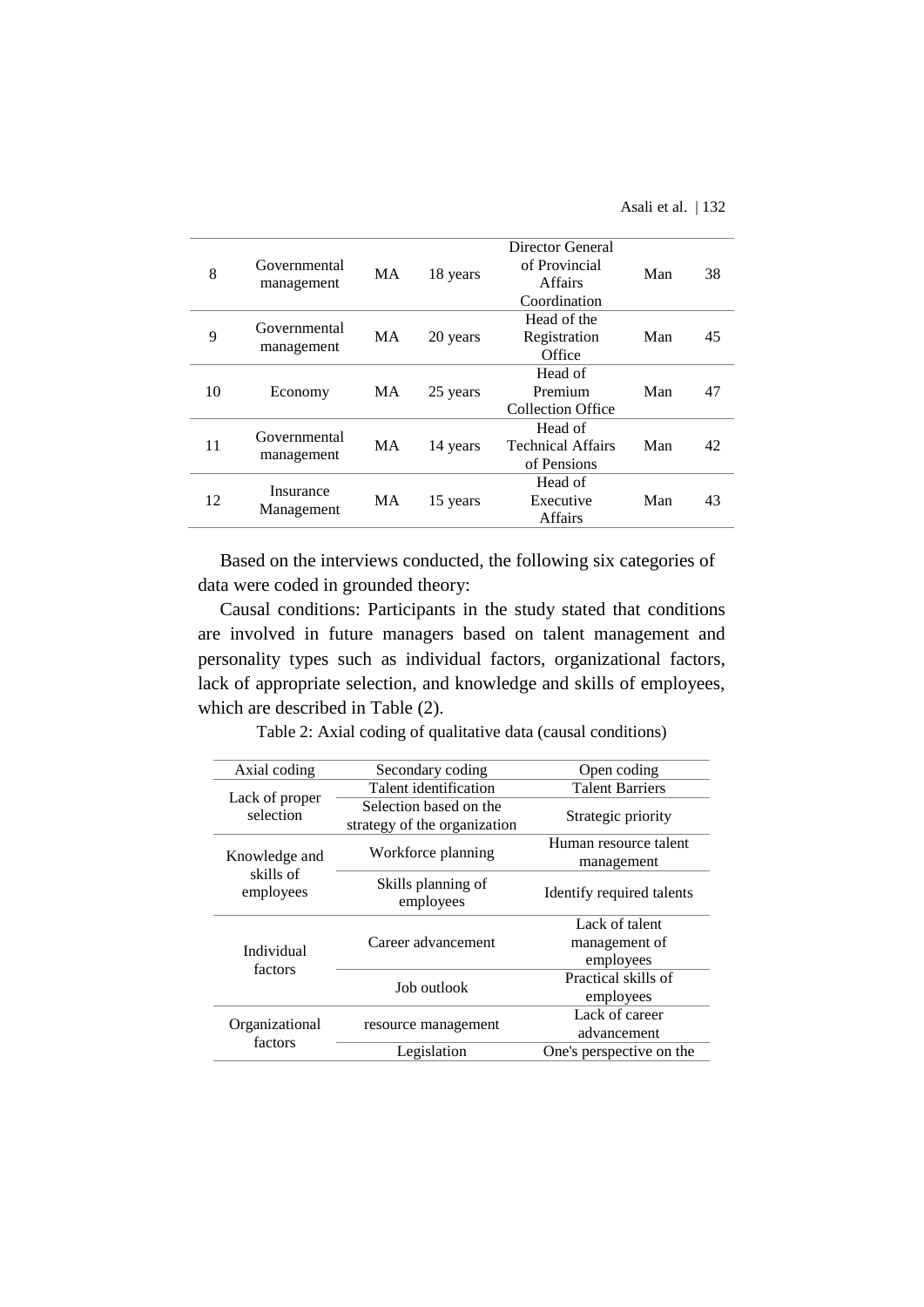| | | | | | | |
|---|---|---|---|---|---|---|
| 8 | Governmental management | MA | 18 years | Director General of Provincial Affairs Coordination | Man | 38 |
| 9 | Governmental management | MA | 20 years | Head of the Registration Office | Man | 45 |
| 10 | Economy | MA | 25 years | Head of Premium Collection Office | Man | 47 |
| 11 | Governmental management | MA | 14 years | Head of Technical Affairs of Pensions | Man | 42 |
| 12 | Insurance Management | MA | 15 years | Head of Executive Affairs | Man | 43 |

Based on the interviews conducted, the following six categories of data were coded in grounded theory:

Causal conditions: Participants in the study stated that conditions are involved in future managers based on talent management and personality types such as individual factors, organizational factors, lack of appropriate selection, and knowledge and skills of employees, which are described in Table (2).

Table 2: Axial coding of qualitative data (causal conditions)

| Axial coding | Secondary coding | Open coding |
|---|---|---|
| Lack of proper selection | Talent identification | Talent Barriers |
| | Selection based on the strategy of the organization | Strategic priority |
| Knowledge and skills of employees | Workforce planning | Human resource talent management |
| | Skills planning of employees | Identify required talents |
| Individual factors | Career advancement | Lack of talent management of employees |
| | Job outlook | Practical skills of employees |
| Organizational factors | resource management | Lack of career advancement |
| | Legislation | One's perspective on the |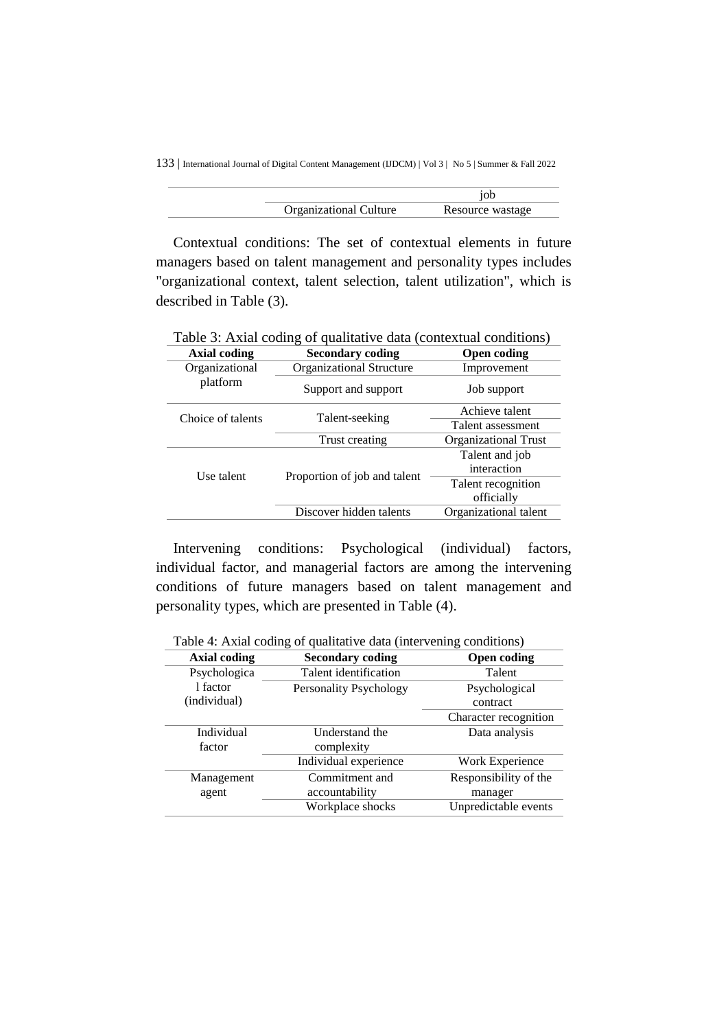| | | job |
|---|---|---|
| | Organizational Culture | Resource wastage |

Contextual conditions: The set of contextual elements in future managers based on talent management and personality types includes "organizational context, talent selection, talent utilization", which is described in Table (3).

Table 3: Axial coding of qualitative data (contextual conditions)

| Axial coding | Secondary coding | Open coding |
|---|---|---|
| Organizational platform | Organizational Structure | Improvement |
| | Support and support | Job support |
| Choice of talents | Talent-seeking | Achieve talent |
| | | Talent assessment |
| | Trust creating | Organizational Trust |
| Use talent | Proportion of job and talent | Talent and job interaction |
| | | Talent recognition officially |
| | Discover hidden talents | Organizational talent |

Intervening conditions: Psychological (individual) factors, individual factor, and managerial factors are among the intervening conditions of future managers based on talent management and personality types, which are presented in Table (4).

Table 4: Axial coding of qualitative data (intervening conditions)

| Axial coding | Secondary coding | Open coding |
|---|---|---|
| Psychological factor (individual) | Talent identification | Talent |
| | Personality Psychology | Psychological contract |
| | | Character recognition |
| Individual factor | Understand the complexity | Data analysis |
| | Individual experience | Work Experience |
| Management agent | Commitment and accountability | Responsibility of the manager |
| | Workplace shocks | Unpredictable events |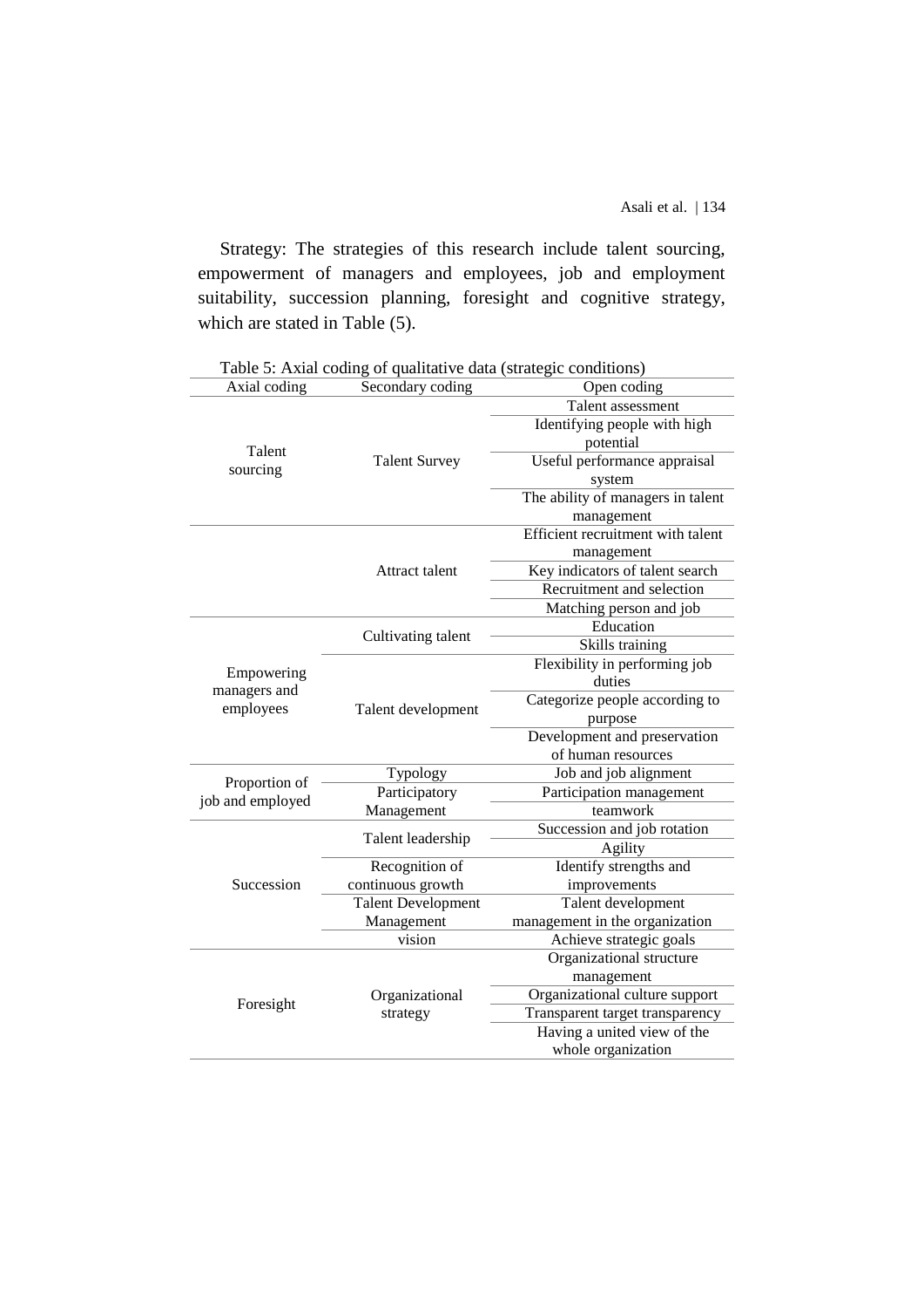Strategy: The strategies of this research include talent sourcing, empowerment of managers and employees, job and employment suitability, succession planning, foresight and cognitive strategy, which are stated in Table (5).

Table 5: Axial coding of qualitative data (strategic conditions)

| Axial coding | Secondary coding | Open coding |
|---|---|---|
| Talent sourcing | Talent Survey | Talent assessment |
| | | Identifying people with high potential |
| | | Useful performance appraisal system |
| | | The ability of managers in talent management |
| | Attract talent | Efficient recruitment with talent management |
| | | Key indicators of talent search |
| | | Recruitment and selection |
| | | Matching person and job |
| Empowering managers and employees | Cultivating talent | Education |
| | | Skills training |
| | Talent development | Flexibility in performing job duties |
| | | Categorize people according to purpose |
| | | Development and preservation of human resources |
| Proportion of job and employed | Typology | Job and job alignment |
| | Participatory Management | Participation management |
| | | teamwork |
| Succession | Talent leadership | Succession and job rotation |
| | | Agility |
| | Recognition of continuous growth | Identify strengths and improvements |
| | Talent Development Management | Talent development management in the organization |
| | vision | Achieve strategic goals |
| Foresight | Organizational strategy | Organizational structure management |
| | | Organizational culture support |
| | | Transparent target transparency |
| | | Having a united view of the whole organization |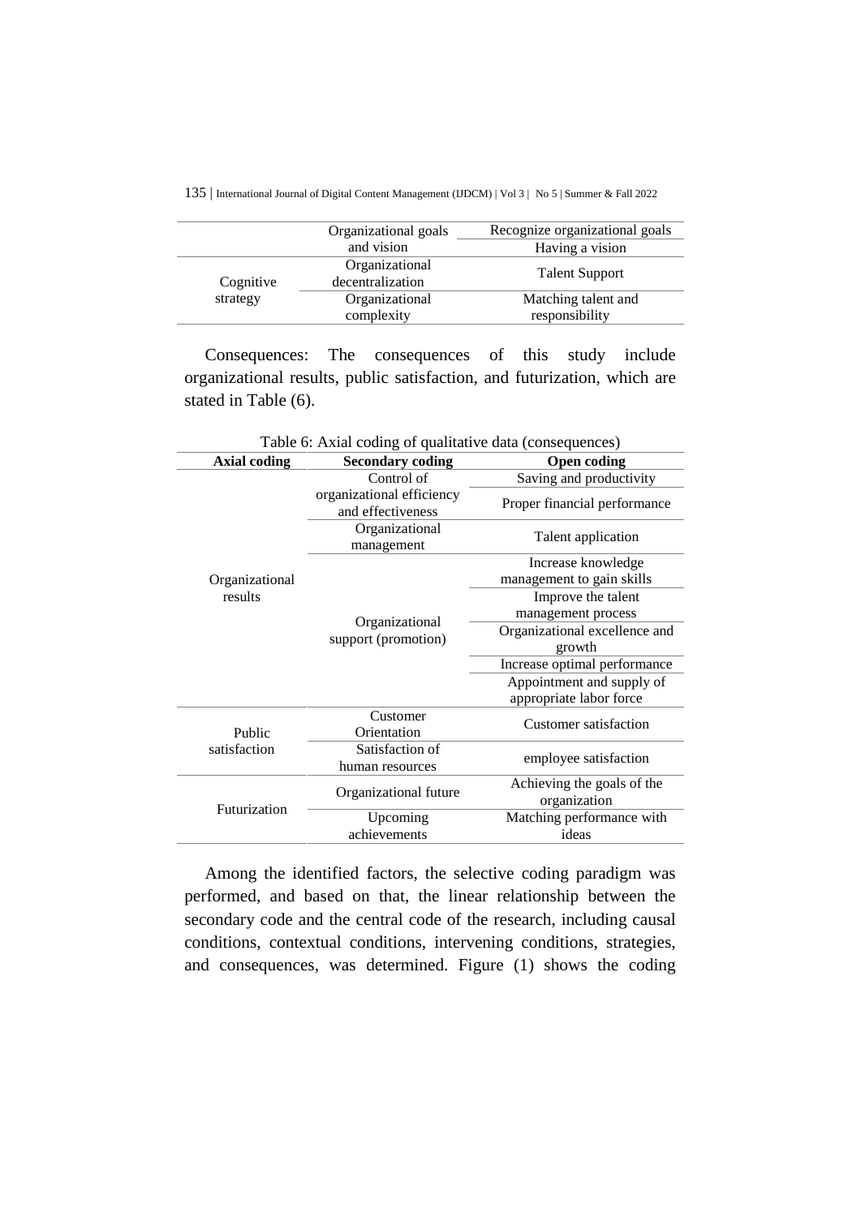| | | |
|---|---|---|
| Cognitive strategy | Organizational goals and vision | Recognize organizational goals |
| | | Having a vision |
| | Organizational decentralization | Talent Support |
| | Organizational complexity | Matching talent and responsibility |

Consequences: The consequences of this study include organizational results, public satisfaction, and futurization, which are stated in Table (6).

Table 6: Axial coding of qualitative data (consequences)

| Axial coding | Secondary coding | Open coding |
|---|---|---|
| Organizational results | Control of organizational efficiency and effectiveness | Saving and productivity |
| | | Proper financial performance |
| | Organizational management | Talent application |
| | Organizational support (promotion) | Increase knowledge management to gain skills |
| | | Improve the talent management process |
| | | Organizational excellence and growth |
| | | Increase optimal performance |
| | | Appointment and supply of appropriate labor force |
| Public satisfaction | Customer Orientation | Customer satisfaction |
| | Satisfaction of human resources | employee satisfaction |
| Futurization | Organizational future | Achieving the goals of the organization |
| | Upcoming achievements | Matching performance with ideas |

Among the identified factors, the selective coding paradigm was performed, and based on that, the linear relationship between the secondary code and the central code of the research, including causal conditions, contextual conditions, intervening conditions, strategies, and consequences, was determined. Figure (1) shows the coding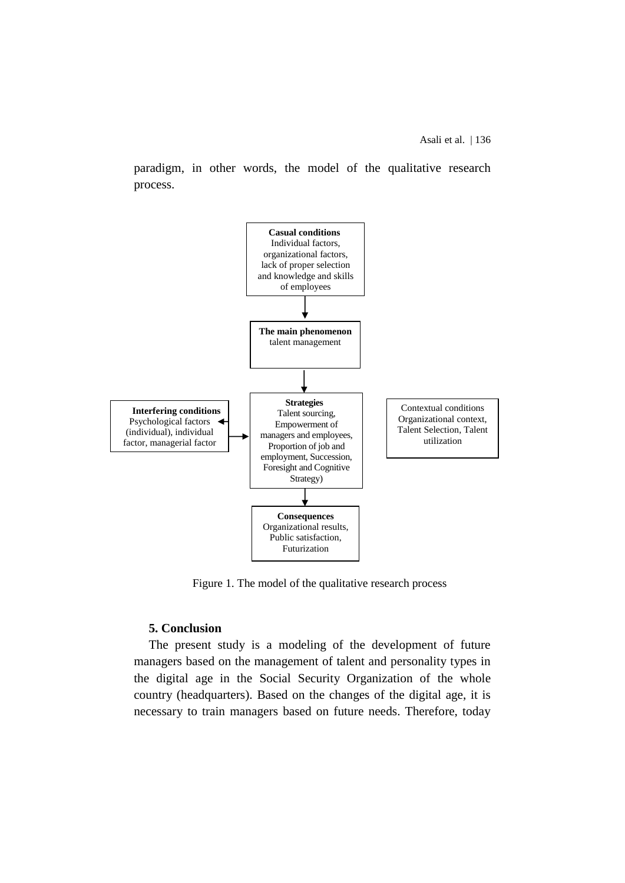paradigm, in other words, the model of the qualitative research process.

**Casual conditions**
Individual factors, organizational factors, lack of proper selection and knowledge and skills of employees

**The main phenomenon**
talent management

**Strategies**
Talent sourcing, Empowerment of managers and employees, Proportion of job and employment, Succession, Foresight and Cognitive Strategy)

**Interfering conditions**
Psychological factors (individual), individual factor, managerial factor

Contextual conditions
Organizational context, Talent Selection, Talent utilization

**Consequences**
Organizational results, Public satisfaction, Futurization

Figure 1. The model of the qualitative research process

## 5. Conclusion

The present study is a modeling of the development of future managers based on the management of talent and personality types in the digital age in the Social Security Organization of the whole country (headquarters). Based on the changes of the digital age, it is necessary to train managers based on future needs. Therefore, today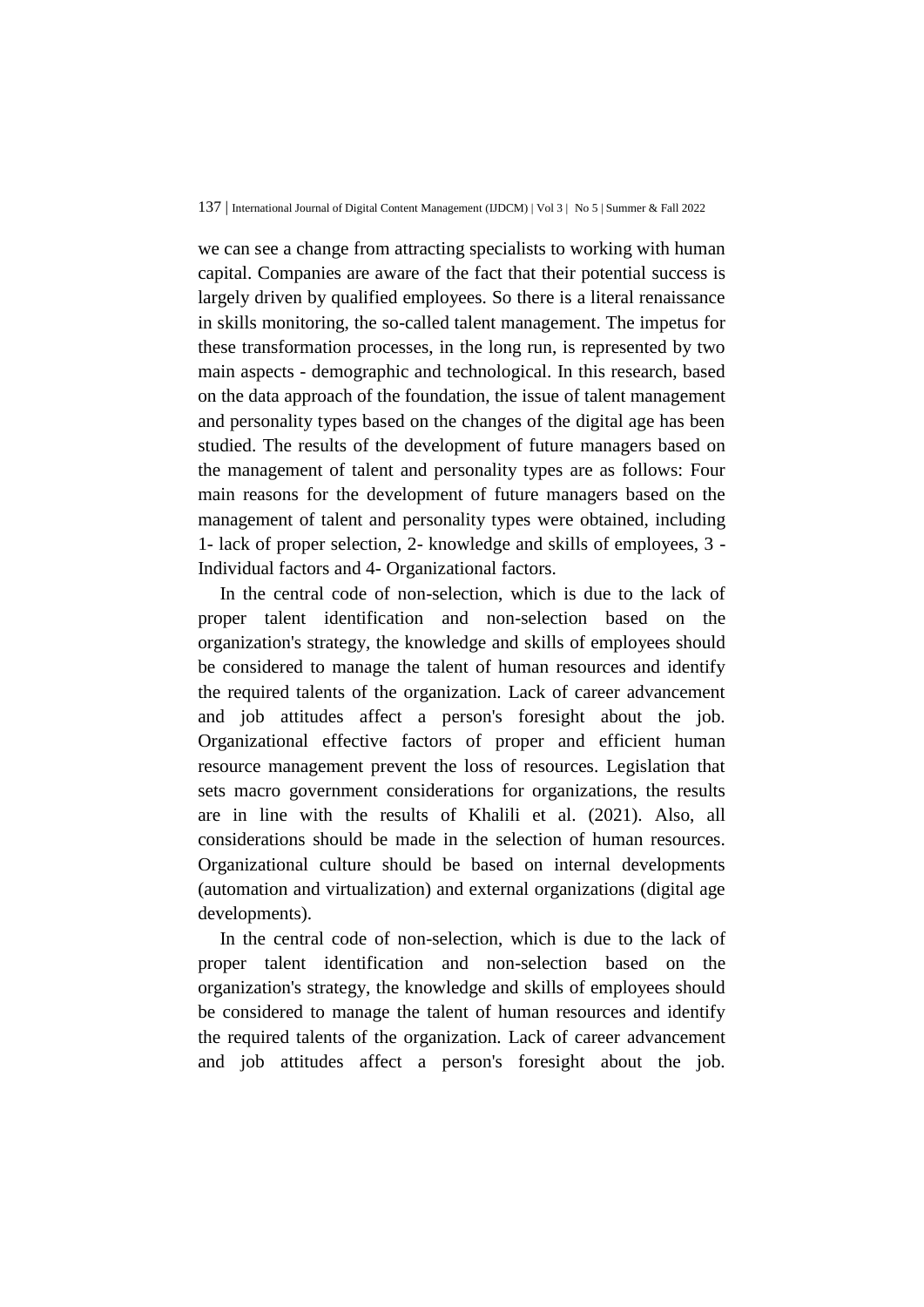we can see a change from attracting specialists to working with human capital. Companies are aware of the fact that their potential success is largely driven by qualified employees. So there is a literal renaissance in skills monitoring, the so-called talent management. The impetus for these transformation processes, in the long run, is represented by two main aspects - demographic and technological. In this research, based on the data approach of the foundation, the issue of talent management and personality types based on the changes of the digital age has been studied. The results of the development of future managers based on the management of talent and personality types are as follows: Four main reasons for the development of future managers based on the management of talent and personality types were obtained, including 1- lack of proper selection, 2- knowledge and skills of employees, 3 - Individual factors and 4- Organizational factors.

In the central code of non-selection, which is due to the lack of proper talent identification and non-selection based on the organization's strategy, the knowledge and skills of employees should be considered to manage the talent of human resources and identify the required talents of the organization. Lack of career advancement and job attitudes affect a person's foresight about the job. Organizational effective factors of proper and efficient human resource management prevent the loss of resources. Legislation that sets macro government considerations for organizations, the results are in line with the results of Khalili et al. (2021). Also, all considerations should be made in the selection of human resources. Organizational culture should be based on internal developments (automation and virtualization) and external organizations (digital age developments).

In the central code of non-selection, which is due to the lack of proper talent identification and non-selection based on the organization's strategy, the knowledge and skills of employees should be considered to manage the talent of human resources and identify the required talents of the organization. Lack of career advancement and job attitudes affect a person's foresight about the job.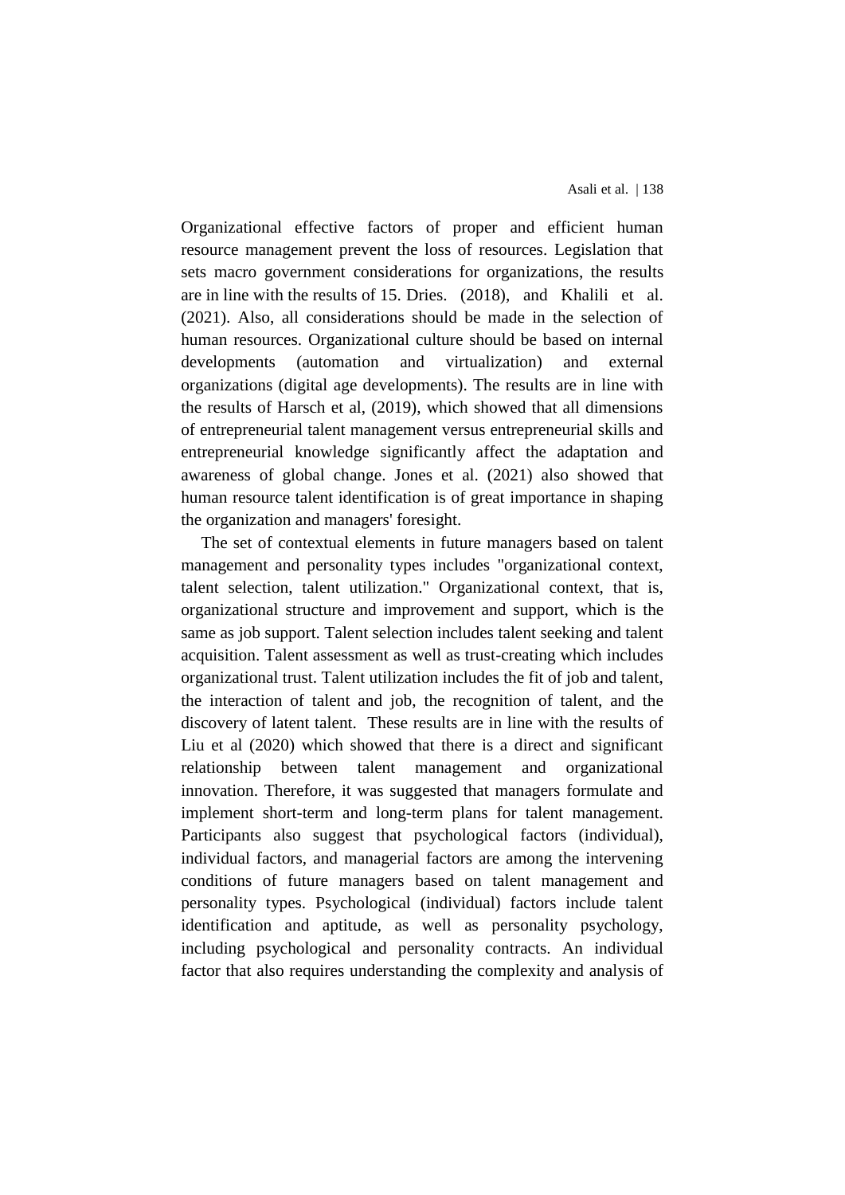Organizational effective factors of proper and efficient human resource management prevent the loss of resources. Legislation that sets macro government considerations for organizations, the results are in line with the results of 15. Dries. (2018), and Khalili et al. (2021). Also, all considerations should be made in the selection of human resources. Organizational culture should be based on internal developments (automation and virtualization) and external organizations (digital age developments). The results are in line with the results of Harsch et al, (2019), which showed that all dimensions of entrepreneurial talent management versus entrepreneurial skills and entrepreneurial knowledge significantly affect the adaptation and awareness of global change. Jones et al. (2021) also showed that human resource talent identification is of great importance in shaping the organization and managers' foresight.

The set of contextual elements in future managers based on talent management and personality types includes "organizational context, talent selection, talent utilization." Organizational context, that is, organizational structure and improvement and support, which is the same as job support. Talent selection includes talent seeking and talent acquisition. Talent assessment as well as trust-creating which includes organizational trust. Talent utilization includes the fit of job and talent, the interaction of talent and job, the recognition of talent, and the discovery of latent talent. These results are in line with the results of Liu et al (2020) which showed that there is a direct and significant relationship between talent management and organizational innovation. Therefore, it was suggested that managers formulate and implement short-term and long-term plans for talent management. Participants also suggest that psychological factors (individual), individual factors, and managerial factors are among the intervening conditions of future managers based on talent management and personality types. Psychological (individual) factors include talent identification and aptitude, as well as personality psychology, including psychological and personality contracts. An individual factor that also requires understanding the complexity and analysis of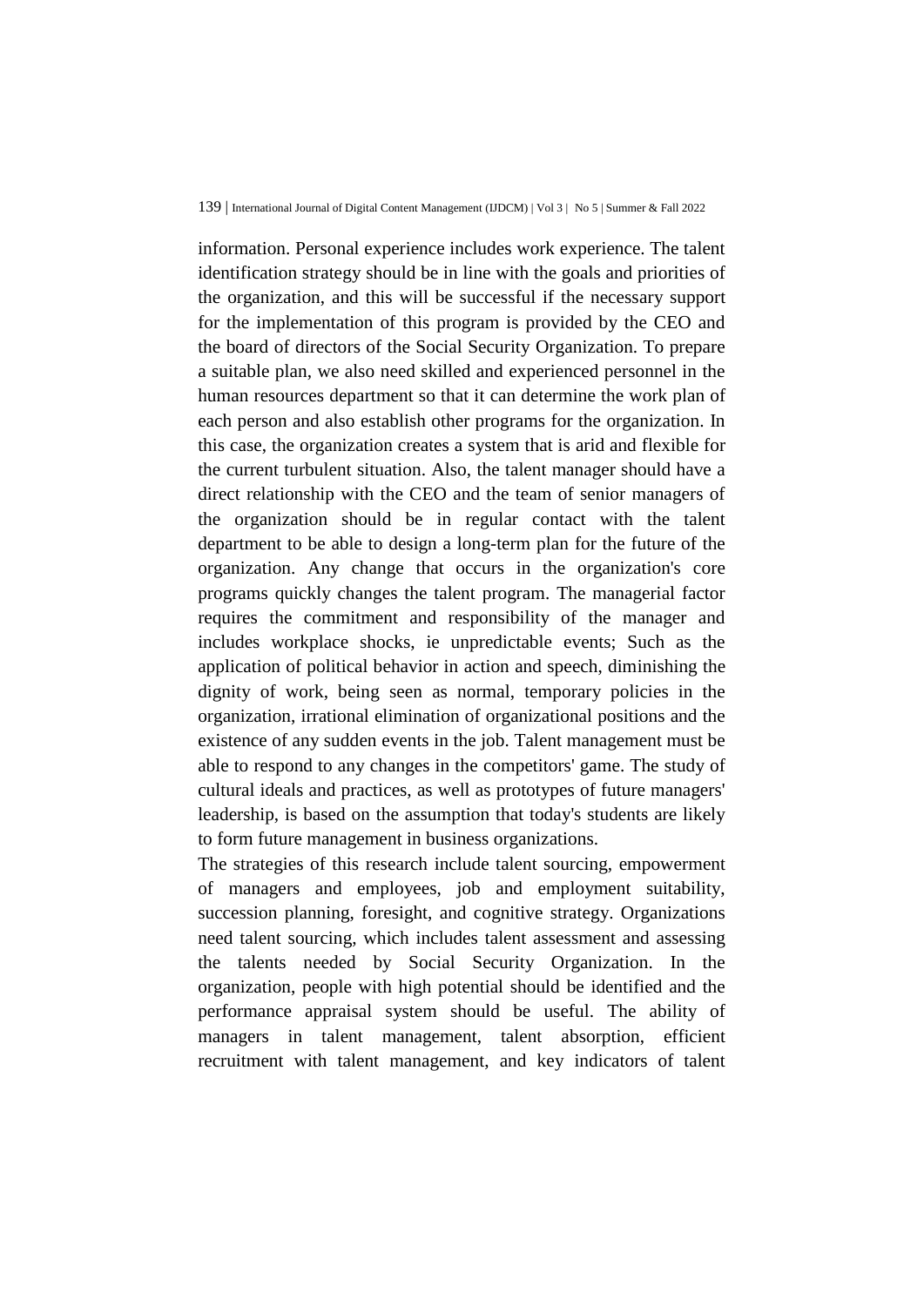information. Personal experience includes work experience. The talent identification strategy should be in line with the goals and priorities of the organization, and this will be successful if the necessary support for the implementation of this program is provided by the CEO and the board of directors of the Social Security Organization. To prepare a suitable plan, we also need skilled and experienced personnel in the human resources department so that it can determine the work plan of each person and also establish other programs for the organization. In this case, the organization creates a system that is arid and flexible for the current turbulent situation. Also, the talent manager should have a direct relationship with the CEO and the team of senior managers of the organization should be in regular contact with the talent department to be able to design a long-term plan for the future of the organization. Any change that occurs in the organization's core programs quickly changes the talent program. The managerial factor requires the commitment and responsibility of the manager and includes workplace shocks, ie unpredictable events; Such as the application of political behavior in action and speech, diminishing the dignity of work, being seen as normal, temporary policies in the organization, irrational elimination of organizational positions and the existence of any sudden events in the job. Talent management must be able to respond to any changes in the competitors' game. The study of cultural ideals and practices, as well as prototypes of future managers' leadership, is based on the assumption that today's students are likely to form future management in business organizations.

The strategies of this research include talent sourcing, empowerment of managers and employees, job and employment suitability, succession planning, foresight, and cognitive strategy. Organizations need talent sourcing, which includes talent assessment and assessing the talents needed by Social Security Organization. In the organization, people with high potential should be identified and the performance appraisal system should be useful. The ability of managers in talent management, talent absorption, efficient recruitment with talent management, and key indicators of talent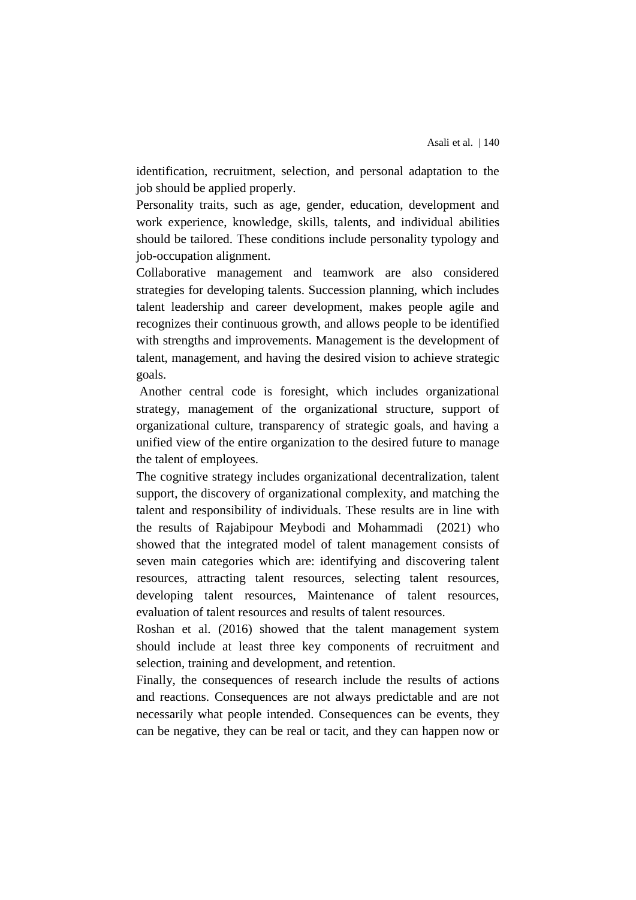identification, recruitment, selection, and personal adaptation to the job should be applied properly.

Personality traits, such as age, gender, education, development and work experience, knowledge, skills, talents, and individual abilities should be tailored. These conditions include personality typology and job-occupation alignment.

Collaborative management and teamwork are also considered strategies for developing talents. Succession planning, which includes talent leadership and career development, makes people agile and recognizes their continuous growth, and allows people to be identified with strengths and improvements. Management is the development of talent, management, and having the desired vision to achieve strategic goals.

Another central code is foresight, which includes organizational strategy, management of the organizational structure, support of organizational culture, transparency of strategic goals, and having a unified view of the entire organization to the desired future to manage the talent of employees.

The cognitive strategy includes organizational decentralization, talent support, the discovery of organizational complexity, and matching the talent and responsibility of individuals. These results are in line with the results of Rajabipour Meybodi and Mohammadi (2021) who showed that the integrated model of talent management consists of seven main categories which are: identifying and discovering talent resources, attracting talent resources, selecting talent resources, developing talent resources, Maintenance of talent resources, evaluation of talent resources and results of talent resources.

Roshan et al. (2016) showed that the talent management system should include at least three key components of recruitment and selection, training and development, and retention.

Finally, the consequences of research include the results of actions and reactions. Consequences are not always predictable and are not necessarily what people intended. Consequences can be events, they can be negative, they can be real or tacit, and they can happen now or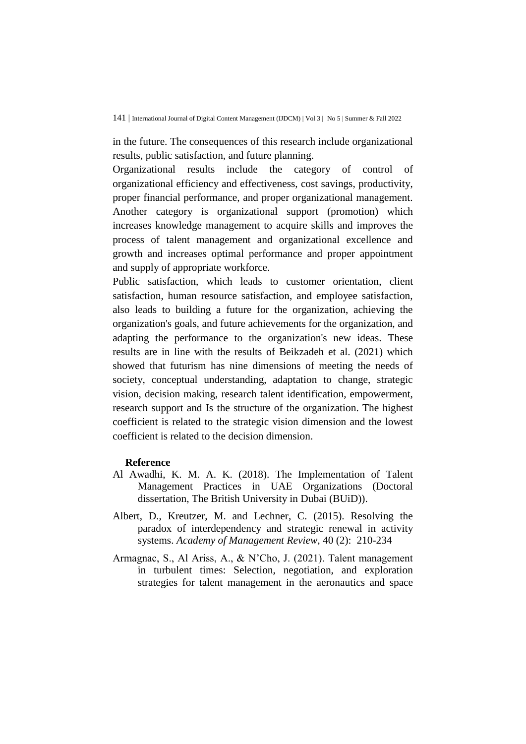in the future. The consequences of this research include organizational results, public satisfaction, and future planning.

Organizational results include the category of control of organizational efficiency and effectiveness, cost savings, productivity, proper financial performance, and proper organizational management. Another category is organizational support (promotion) which increases knowledge management to acquire skills and improves the process of talent management and organizational excellence and growth and increases optimal performance and proper appointment and supply of appropriate workforce.

Public satisfaction, which leads to customer orientation, client satisfaction, human resource satisfaction, and employee satisfaction, also leads to building a future for the organization, achieving the organization's goals, and future achievements for the organization, and adapting the performance to the organization's new ideas. These results are in line with the results of Beikzadeh et al. (2021) which showed that futurism has nine dimensions of meeting the needs of society, conceptual understanding, adaptation to change, strategic vision, decision making, research talent identification, empowerment, research support and Is the structure of the organization. The highest coefficient is related to the strategic vision dimension and the lowest coefficient is related to the decision dimension.

**Reference**

Al Awadhi, K. M. A. K. (2018). The Implementation of Talent Management Practices in UAE Organizations (Doctoral dissertation, The British University in Dubai (BUiD)).

Albert, D., Kreutzer, M. and Lechner, C. (2015). Resolving the paradox of interdependency and strategic renewal in activity systems. *Academy of Management Review*, 40 (2): 210-234

Armagnac, S., Al Ariss, A., & N'Cho, J. (2021). Talent management in turbulent times: Selection, negotiation, and exploration strategies for talent management in the aeronautics and space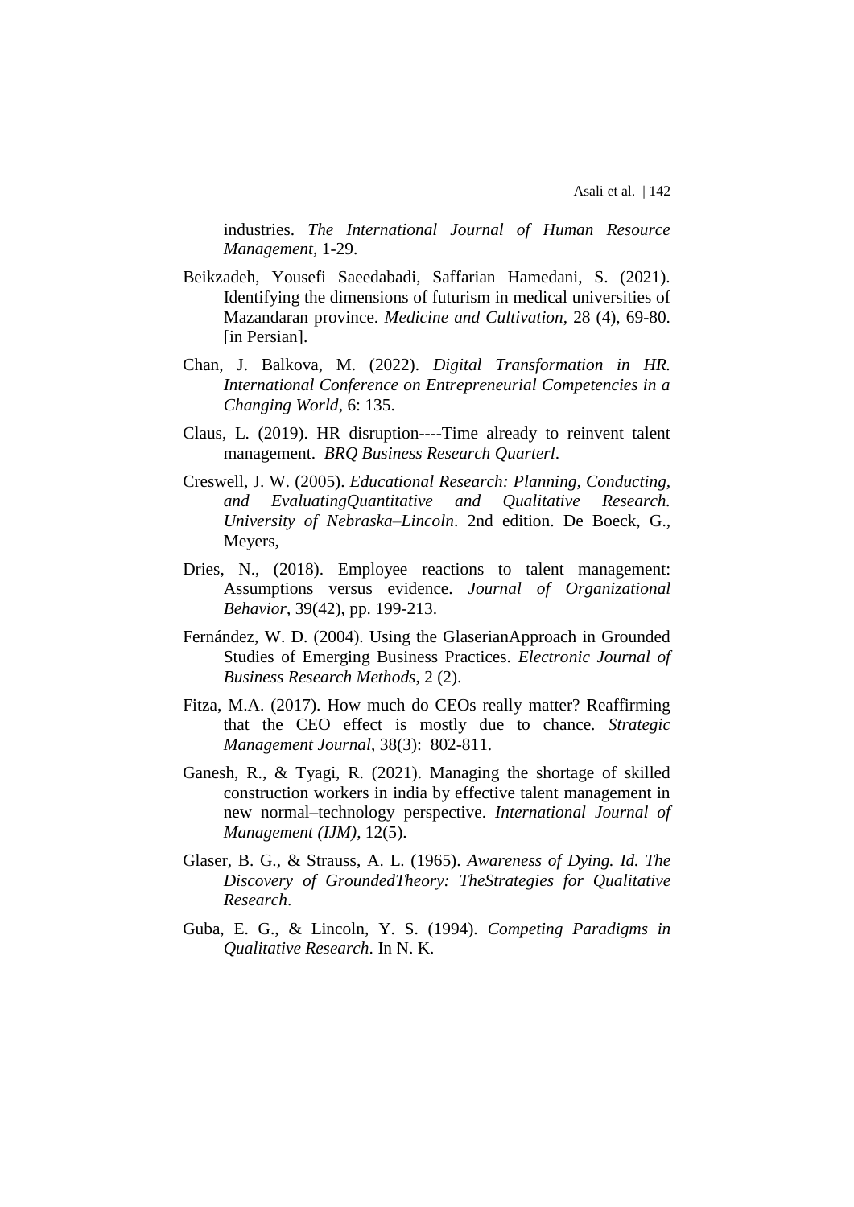industries. *The International Journal of Human Resource Management*, 1-29.

Beikzadeh, Yousefi Saeedabadi, Saffarian Hamedani, S. (2021). Identifying the dimensions of futurism in medical universities of Mazandaran province. *Medicine and Cultivation*, 28 (4), 69-80. [in Persian].

Chan, J. Balkova, M. (2022). *Digital Transformation in HR. International Conference on Entrepreneurial Competencies in a Changing World*, 6: 135.

Claus, L. (2019). HR disruption----Time already to reinvent talent management. *BRQ Business Research Quarterl*.

Creswell, J. W. (2005). *Educational Research: Planning, Conducting, and EvaluatingQuantitative and Qualitative Research. University of Nebraska–Lincoln*. 2nd edition. De Boeck, G., Meyers,

Dries, N., (2018). Employee reactions to talent management: Assumptions versus evidence. *Journal of Organizational Behavior*, 39(42), pp. 199-213.

Fernández, W. D. (2004). Using the GlaserianApproach in Grounded Studies of Emerging Business Practices. *Electronic Journal of Business Research Methods*, 2 (2).

Fitza, M.A. (2017). How much do CEOs really matter? Reaffirming that the CEO effect is mostly due to chance. *Strategic Management Journal*, 38(3): 802-811.

Ganesh, R., & Tyagi, R. (2021). Managing the shortage of skilled construction workers in india by effective talent management in new normal–technology perspective. *International Journal of Management (IJM)*, 12(5).

Glaser, B. G., & Strauss, A. L. (1965). *Awareness of Dying. Id. The Discovery of GroundedTheory: TheStrategies for Qualitative Research*.

Guba, E. G., & Lincoln, Y. S. (1994). *Competing Paradigms in Qualitative Research*. In N. K.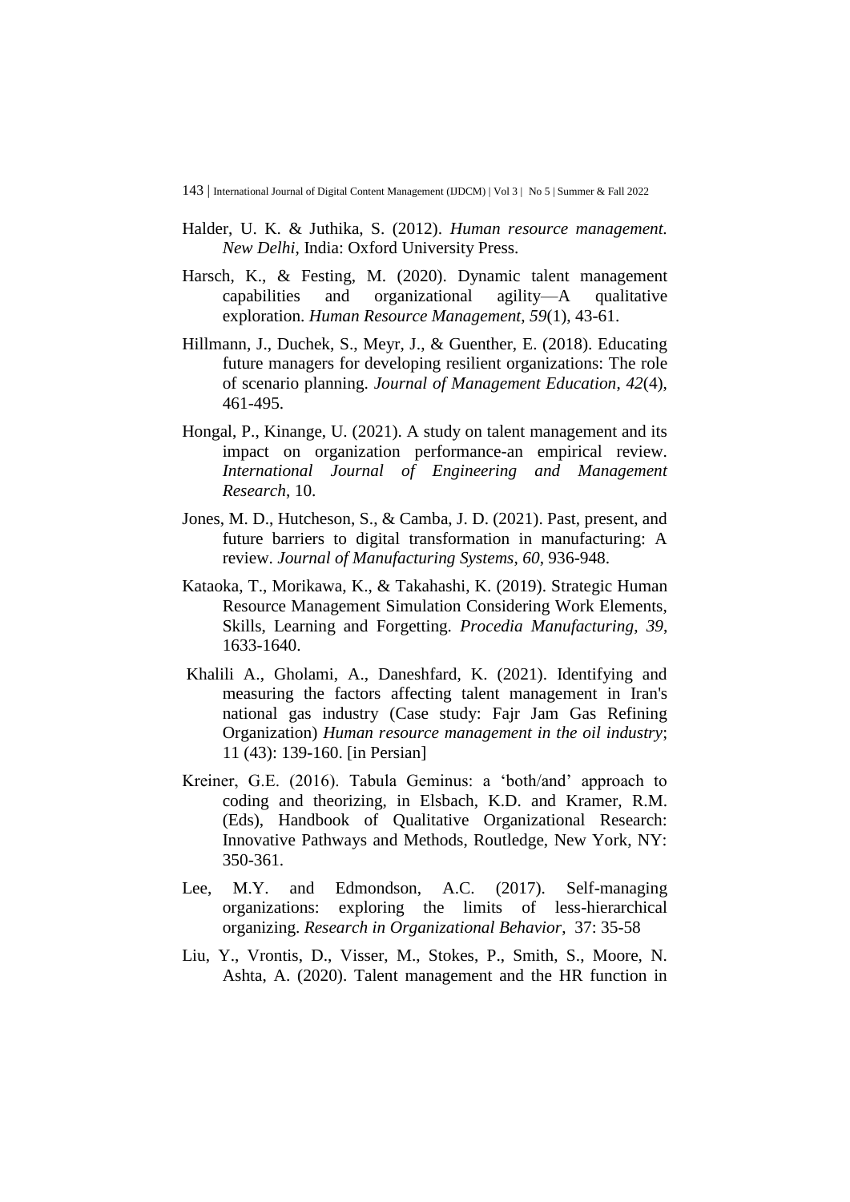Halder, U. K. & Juthika, S. (2012). *Human resource management. New Delhi*, India: Oxford University Press.

Harsch, K., & Festing, M. (2020). Dynamic talent management capabilities and organizational agility—A qualitative exploration. *Human Resource Management*, *59*(1), 43-61.

Hillmann, J., Duchek, S., Meyr, J., & Guenther, E. (2018). Educating future managers for developing resilient organizations: The role of scenario planning. *Journal of Management Education*, *42*(4), 461-495.

Hongal, P., Kinange, U. (2021). A study on talent management and its impact on organization performance-an empirical review. *International Journal of Engineering and Management Research*, 10.

Jones, M. D., Hutcheson, S., & Camba, J. D. (2021). Past, present, and future barriers to digital transformation in manufacturing: A review. *Journal of Manufacturing Systems*, *60*, 936-948.

Kataoka, T., Morikawa, K., & Takahashi, K. (2019). Strategic Human Resource Management Simulation Considering Work Elements, Skills, Learning and Forgetting. *Procedia Manufacturing*, *39*, 1633-1640.

Khalili A., Gholami, A., Daneshfard, K. (2021). Identifying and measuring the factors affecting talent management in Iran's national gas industry (Case study: Fajr Jam Gas Refining Organization) *Human resource management in the oil industry*; 11 (43): 139-160. [in Persian]

Kreiner, G.E. (2016). Tabula Geminus: a 'both/and' approach to coding and theorizing, in Elsbach, K.D. and Kramer, R.M. (Eds), Handbook of Qualitative Organizational Research: Innovative Pathways and Methods, Routledge, New York, NY: 350-361.

Lee, M.Y. and Edmondson, A.C. (2017). Self-managing organizations: exploring the limits of less-hierarchical organizing. *Research in Organizational Behavior*, 37: 35-58

Liu, Y., Vrontis, D., Visser, M., Stokes, P., Smith, S., Moore, N. Ashta, A. (2020). Talent management and the HR function in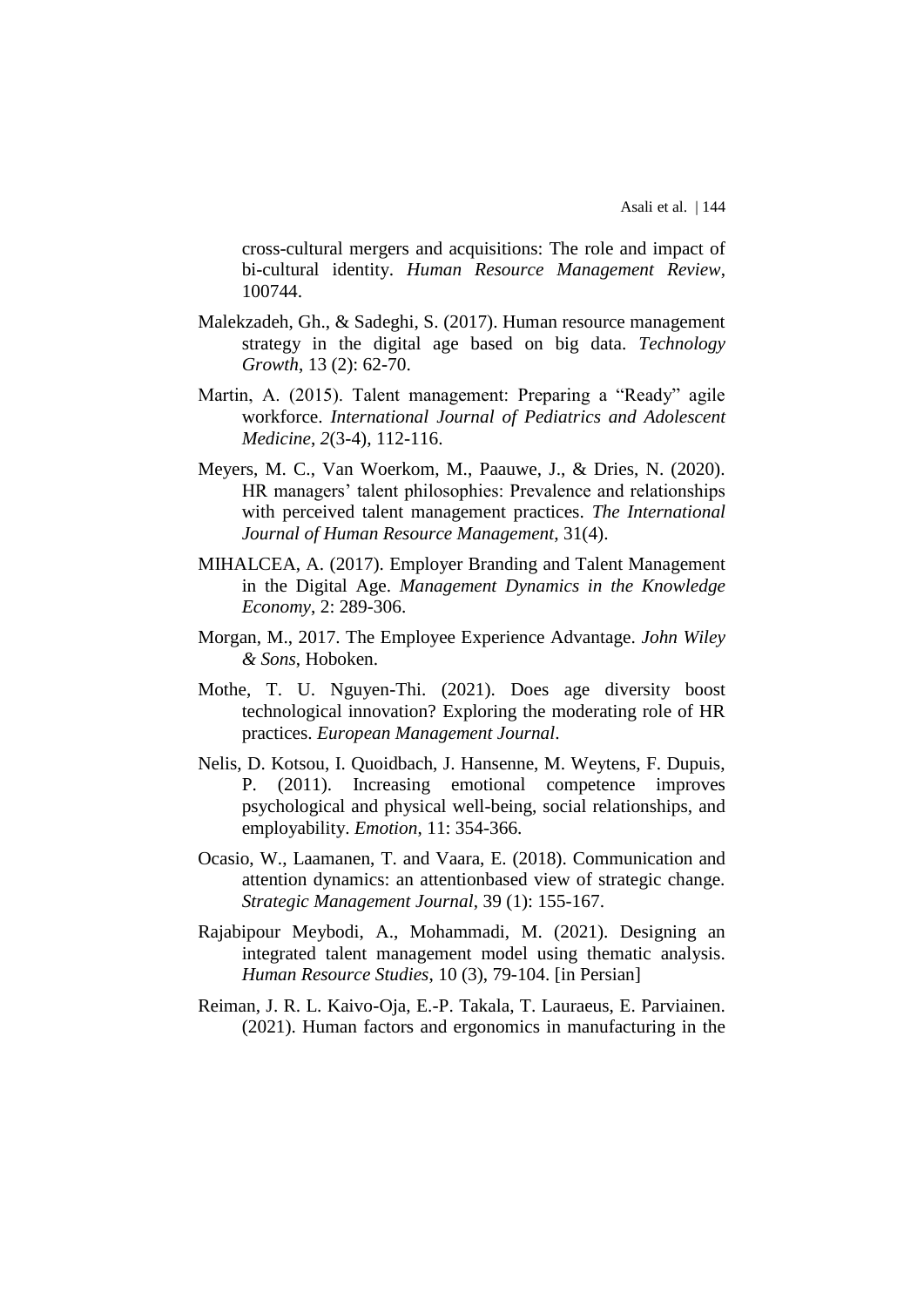cross-cultural mergers and acquisitions: The role and impact of bi-cultural identity. *Human Resource Management Review*, 100744.

Malekzadeh, Gh., & Sadeghi, S. (2017). Human resource management strategy in the digital age based on big data. *Technology Growth*, 13 (2): 62-70.

Martin, A. (2015). Talent management: Preparing a “Ready” agile workforce. *International Journal of Pediatrics and Adolescent Medicine*, *2*(3-4), 112-116.

Meyers, M. C., Van Woerkom, M., Paauwe, J., & Dries, N. (2020). HR managers’ talent philosophies: Prevalence and relationships with perceived talent management practices. *The International Journal of Human Resource Management*, 31(4).

MIHALCEA, A. (2017). Employer Branding and Talent Management in the Digital Age. *Management Dynamics in the Knowledge Economy*, 2: 289-306.

Morgan, M., 2017. The Employee Experience Advantage. *John Wiley & Sons*, Hoboken.

Mothe, T. U. Nguyen-Thi. (2021). Does age diversity boost technological innovation? Exploring the moderating role of HR practices. *European Management Journal*.

Nelis, D. Kotsou, I. Quoidbach, J. Hansenne, M. Weytens, F. Dupuis, P. (2011). Increasing emotional competence improves psychological and physical well-being, social relationships, and employability. *Emotion*, 11: 354-366.

Ocasio, W., Laamanen, T. and Vaara, E. (2018). Communication and attention dynamics: an attentionbased view of strategic change. *Strategic Management Journal*, 39 (1): 155-167.

Rajabipour Meybodi, A., Mohammadi, M. (2021). Designing an integrated talent management model using thematic analysis. *Human Resource Studies*, 10 (3), 79-104. [in Persian]

Reiman, J. R. L. Kaivo-Oja, E.-P. Takala, T. Lauraeus, E. Parviainen. (2021). Human factors and ergonomics in manufacturing in the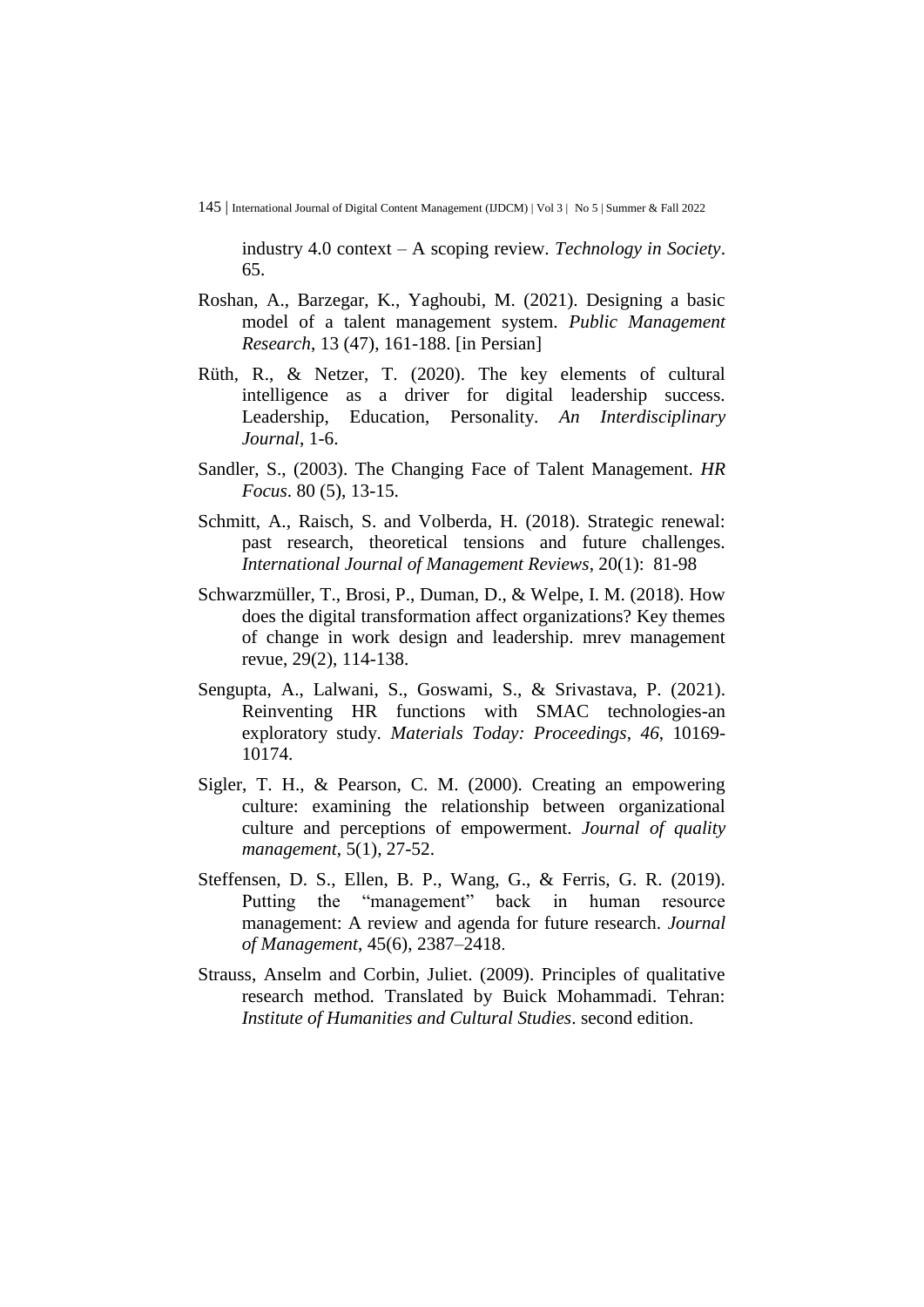industry 4.0 context – A scoping review. *Technology in Society*. 65.

Roshan, A., Barzegar, K., Yaghoubi, M. (2021). Designing a basic model of a talent management system. *Public Management Research*, 13 (47), 161-188. [in Persian]

Rüth, R., & Netzer, T. (2020). The key elements of cultural intelligence as a driver for digital leadership success. Leadership, Education, Personality. *An Interdisciplinary Journal*, 1-6.

Sandler, S., (2003). The Changing Face of Talent Management. *HR Focus*. 80 (5), 13-15.

Schmitt, A., Raisch, S. and Volberda, H. (2018). Strategic renewal: past research, theoretical tensions and future challenges. *International Journal of Management Reviews*, 20(1): 81-98

Schwarzmüller, T., Brosi, P., Duman, D., & Welpe, I. M. (2018). How does the digital transformation affect organizations? Key themes of change in work design and leadership. mrev management revue, 29(2), 114-138.

Sengupta, A., Lalwani, S., Goswami, S., & Srivastava, P. (2021). Reinventing HR functions with SMAC technologies-an exploratory study. *Materials Today: Proceedings*, *46*, 10169-10174.

Sigler, T. H., & Pearson, C. M. (2000). Creating an empowering culture: examining the relationship between organizational culture and perceptions of empowerment. *Journal of quality management*, 5(1), 27-52.

Steffensen, D. S., Ellen, B. P., Wang, G., & Ferris, G. R. (2019). Putting the "management" back in human resource management: A review and agenda for future research. *Journal of Management*, 45(6), 2387–2418.

Strauss, Anselm and Corbin, Juliet. (2009). Principles of qualitative research method. Translated by Buick Mohammadi. Tehran: *Institute of Humanities and Cultural Studies*. second edition.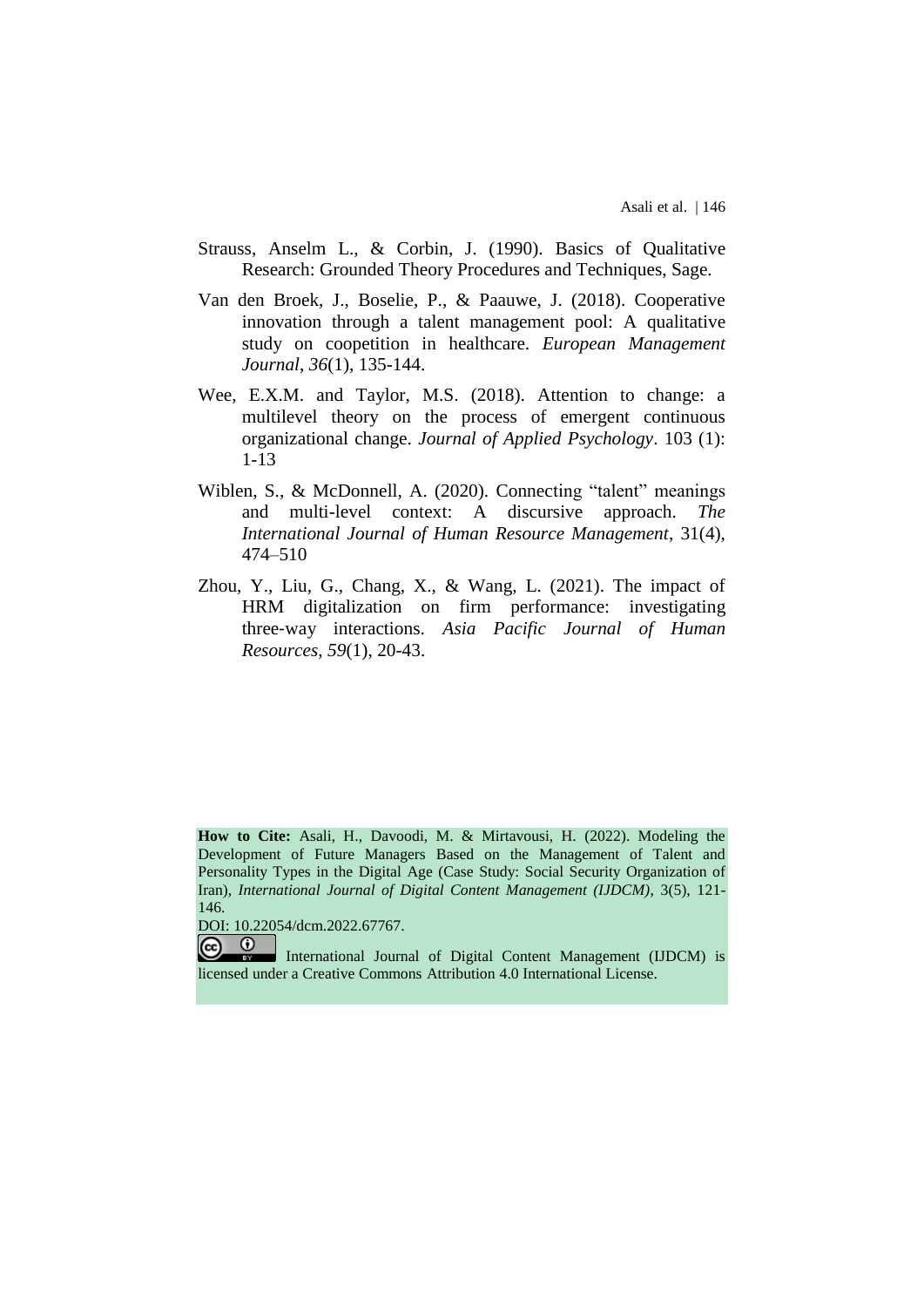Strauss, Anselm L., & Corbin, J. (1990). Basics of Qualitative Research: Grounded Theory Procedures and Techniques, Sage.

Van den Broek, J., Boselie, P., & Paauwe, J. (2018). Cooperative innovation through a talent management pool: A qualitative study on coopetition in healthcare. *European Management Journal*, *36*(1), 135-144.

Wee, E.X.M. and Taylor, M.S. (2018). Attention to change: a multilevel theory on the process of emergent continuous organizational change. *Journal of Applied Psychology*. 103 (1): 1-13

Wiblen, S., & McDonnell, A. (2020). Connecting "talent" meanings and multi-level context: A discursive approach. *The International Journal of Human Resource Management*, 31(4), 474–510

Zhou, Y., Liu, G., Chang, X., & Wang, L. (2021). The impact of HRM digitalization on firm performance: investigating three-way interactions. *Asia Pacific Journal of Human Resources*, *59*(1), 20-43.

**How to Cite:** Asali, H., Davoodi, M. & Mirtavousi, H. (2022). Modeling the Development of Future Managers Based on the Management of Talent and Personality Types in the Digital Age (Case Study: Social Security Organization of Iran), *International Journal of Digital Content Management (IJDCM)*, 3(5), 121-146.
DOI: 10.22054/dcm.2022.67767.

International Journal of Digital Content Management (IJDCM) is licensed under a Creative Commons Attribution 4.0 International License.